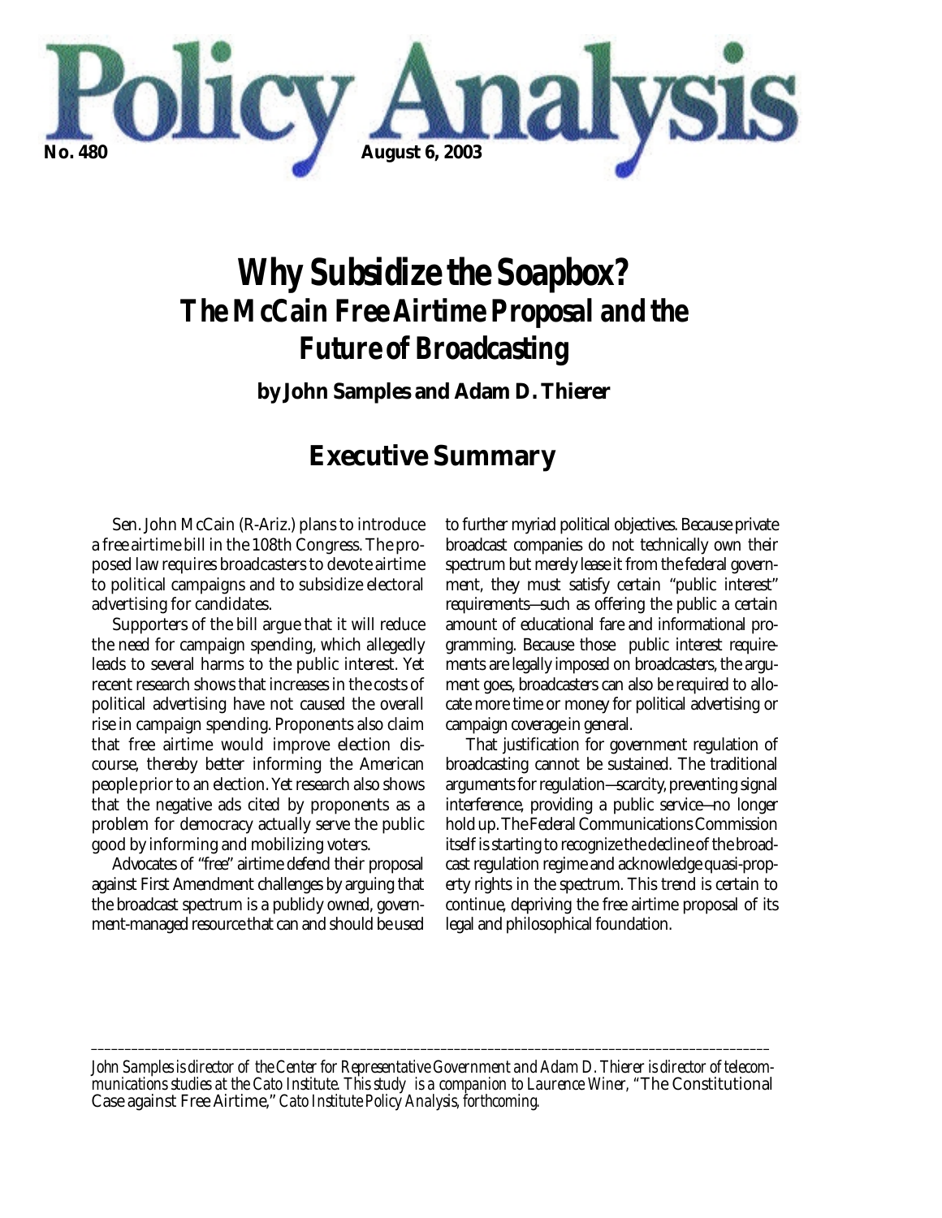# Policy Analysis

**No. 480** **August 6, 2003**

# Why Subsidize the Soapbox?
## The McCain Free Airtime Proposal and the Future of Broadcasting

**by John Samples and Adam D. Thierer**

## Executive Summary

Sen. John McCain (R-Ariz.) plans to introduce a free airtime bill in the 108th Congress. The proposed law requires broadcasters to devote airtime to political campaigns and to subsidize electoral advertising for candidates.

Supporters of the bill argue that it will reduce the need for campaign spending, which allegedly leads to several harms to the public interest. Yet recent research shows that increases in the costs of political advertising have not caused the overall rise in campaign spending. Proponents also claim that free airtime would improve election discourse, thereby better informing the American people prior to an election. Yet research also shows that the negative ads cited by proponents as a problem for democracy actually serve the public good by informing and mobilizing voters.

Advocates of "free" airtime defend their proposal against First Amendment challenges by arguing that the broadcast spectrum is a publicly owned, government-managed resource that can and should be used to further myriad political objectives. Because private broadcast companies do not technically own their spectrum but merely lease it from the federal government, they must satisfy certain "public interest" requirements—such as offering the public a certain amount of educational fare and informational programming. Because those public interest requirements are legally imposed on broadcasters, the argument goes, broadcasters can also be required to allocate more time or money for political advertising or campaign coverage in general.

That justification for government regulation of broadcasting cannot be sustained. The traditional arguments for regulation—scarcity, preventing signal interference, providing a public service—no longer hold up. The Federal Communications Commission itself is starting to recognize the decline of the broadcast regulation regime and acknowledge quasi-property rights in the spectrum. This trend is certain to continue, depriving the free airtime proposal of its legal and philosophical foundation.

---

*John Samples is director of the Center for Representative Government and Adam D. Thierer is director of telecommunications studies at the Cato Institute. This study is a companion to Laurence Winer,* "The Constitutional Case against Free Airtime," *Cato Institute Policy Analysis, forthcoming.*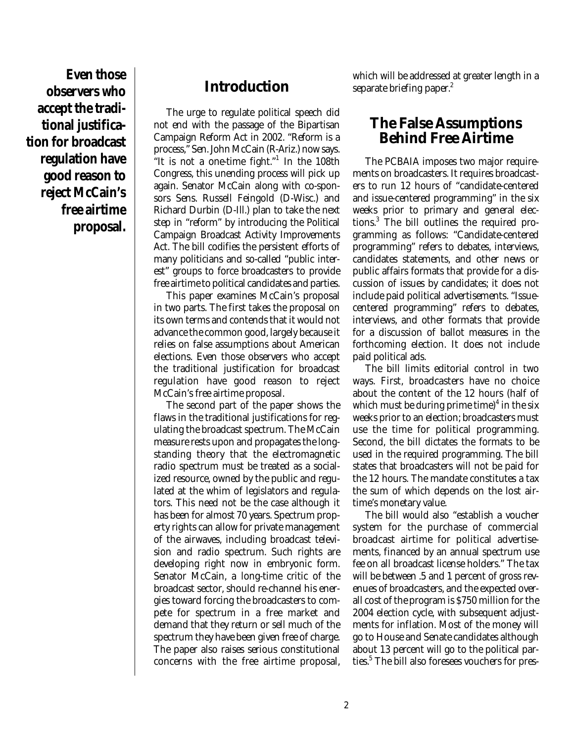**Even those observers who accept the traditional justification for broadcast regulation have good reason to reject McCain's free airtime proposal.**

## Introduction

The urge to regulate political speech did not end with the passage of the Bipartisan Campaign Reform Act in 2002. "Reform is a process," Sen. John McCain (R-Ariz.) now says. "It is not a one-time fight."[1] In the 108th Congress, this unending process will pick up again. Senator McCain along with co-sponsors Sens. Russell Feingold (D-Wisc.) and Richard Durbin (D-Ill.) plan to take the next step in "reform" by introducing the Political Campaign Broadcast Activity Improvements Act. The bill codifies the persistent efforts of many politicians and so-called "public interest" groups to force broadcasters to provide free airtime to political candidates and parties.

This paper examines McCain's proposal in two parts. The first takes the proposal on its own terms and contends that it would not advance the common good, largely because it relies on false assumptions about American elections. Even those observers who accept the traditional justification for broadcast regulation have good reason to reject McCain's free airtime proposal.

The second part of the paper shows the flaws in the traditional justifications for regulating the broadcast spectrum. The McCain measure rests upon and propagates the long-standing theory that the electromagnetic radio spectrum must be treated as a socialized resource, owned by the public and regulated at the whim of legislators and regulators. This need not be the case although it has been for almost 70 years. Spectrum property rights can allow for private management of the airwaves, including broadcast television and radio spectrum. Such rights are developing right now in embryonic form. Senator McCain, a long-time critic of the broadcast sector, should re-channel his energies toward forcing the broadcasters to compete for spectrum in a free market and demand that they return or sell much of the spectrum they have been given free of charge. The paper also raises serious constitutional concerns with the free airtime proposal, which will be addressed at greater length in a separate briefing paper.[2]

## The False Assumptions Behind Free Airtime

The PCBAIA imposes two major requirements on broadcasters. It requires broadcasters to run 12 hours of "candidate-centered and issue-centered programming" in the six weeks prior to primary and general elections.[3] The bill outlines the required programming as follows: "Candidate-centered programming" refers to debates, interviews, candidates statements, and other news or public affairs formats that provide for a discussion of issues by candidates; it does not include paid political advertisements. "Issue-centered programming" refers to debates, interviews, and other formats that provide for a discussion of ballot measures in the forthcoming election. It does not include paid political ads.

The bill limits editorial control in two ways. First, broadcasters have no choice about the content of the 12 hours (half of which must be during prime time)[4] in the six weeks prior to an election; broadcasters must use the time for political programming. Second, the bill dictates the formats to be used in the required programming. The bill states that broadcasters will not be paid for the 12 hours. The mandate constitutes a tax the sum of which depends on the lost airtime's monetary value.

The bill would also "establish a voucher system for the purchase of commercial broadcast airtime for political advertisements, financed by an annual spectrum use fee on all broadcast license holders." The tax will be between .5 and 1 percent of gross revenues of broadcasters, and the expected overall cost of the program is $750 million for the 2004 election cycle, with subsequent adjustments for inflation. Most of the money will go to House and Senate candidates although about 13 percent will go to the political parties.[5] The bill also foresees vouchers for pres-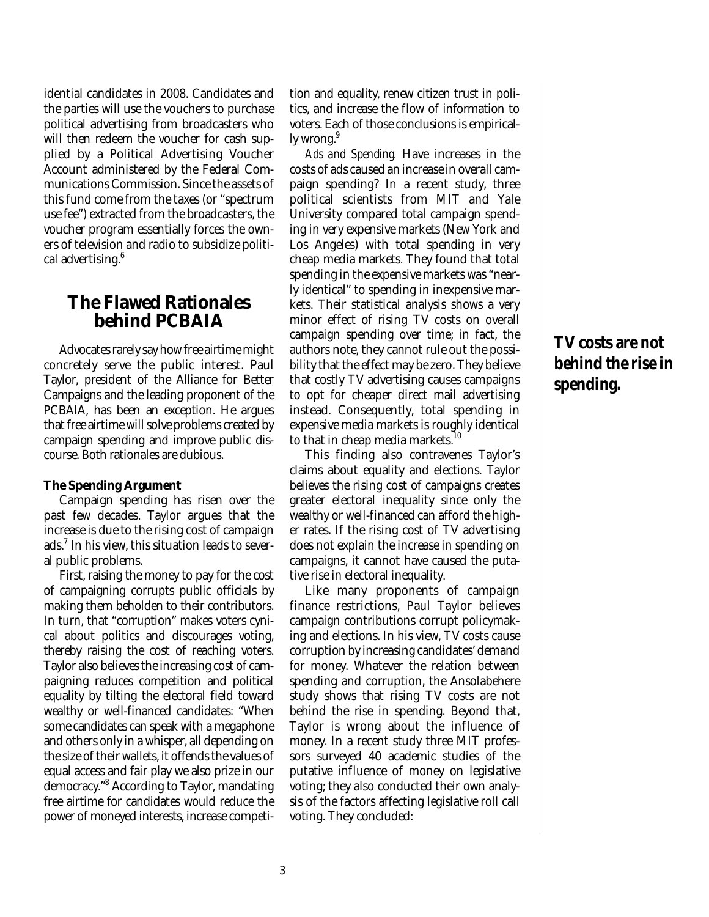idential candidates in 2008. Candidates and the parties will use the vouchers to purchase political advertising from broadcasters who will then redeem the voucher for cash supplied by a Political Advertising Voucher Account administered by the Federal Communications Commission. Since the assets of this fund come from the taxes (or "spectrum use fee") extracted from the broadcasters, the voucher program essentially forces the owners of television and radio to subsidize political advertising.[6]

## The Flawed Rationales behind PCBAIA

Advocates rarely say how free airtime might concretely serve the public interest. Paul Taylor, president of the Alliance for Better Campaigns and the leading proponent of the PCBAIA, has been an exception. He argues that free airtime will solve problems created by campaign spending and improve public discourse. Both rationales are dubious.

### The Spending Argument

Campaign spending has risen over the past few decades. Taylor argues that the increase is due to the rising cost of campaign ads.[7] In his view, this situation leads to several public problems.

First, raising the money to pay for the cost of campaigning corrupts public officials by making them beholden to their contributors. In turn, that "corruption" makes voters cynical about politics and discourages voting, thereby raising the cost of reaching voters. Taylor also believes the increasing cost of campaigning reduces competition and political equality by tilting the electoral field toward wealthy or well-financed candidates: "When some candidates can speak with a megaphone and others only in a whisper, all depending on the size of their wallets, it offends the values of equal access and fair play we also prize in our democracy."[8] According to Taylor, mandating free airtime for candidates would reduce the power of moneyed interests, increase competition and equality, renew citizen trust in politics, and increase the flow of information to voters. Each of those conclusions is empirically wrong.[9]

*Ads and Spending.* Have increases in the costs of ads caused an increase in overall campaign spending? In a recent study, three political scientists from MIT and Yale University compared total campaign spending in very expensive markets (New York and Los Angeles) with total spending in very cheap media markets. They found that total spending in the expensive markets was "nearly identical" to spending in inexpensive markets. Their statistical analysis shows a very minor effect of rising TV costs on overall campaign spending over time; in fact, the authors note, they cannot rule out the possibility that the effect may be zero. They believe that costly TV advertising causes campaigns to opt for cheaper direct mail advertising instead. Consequently, total spending in expensive media markets is roughly identical to that in cheap media markets.[10]

**TV costs are not behind the rise in spending.**

This finding also contravenes Taylor's claims about equality and elections. Taylor believes the rising cost of campaigns creates greater electoral inequality since only the wealthy or well-financed can afford the higher rates. If the rising cost of TV advertising does not explain the increase in spending on campaigns, it cannot have caused the putative rise in electoral inequality.

Like many proponents of campaign finance restrictions, Paul Taylor believes campaign contributions corrupt policymaking and elections. In his view, TV costs cause corruption by increasing candidates' demand for money. Whatever the relation between spending and corruption, the Ansolabehere study shows that rising TV costs are not behind the rise in spending. Beyond that, Taylor is wrong about the influence of money. In a recent study three MIT professors surveyed 40 academic studies of the putative influence of money on legislative voting; they also conducted their own analysis of the factors affecting legislative roll call voting. They concluded: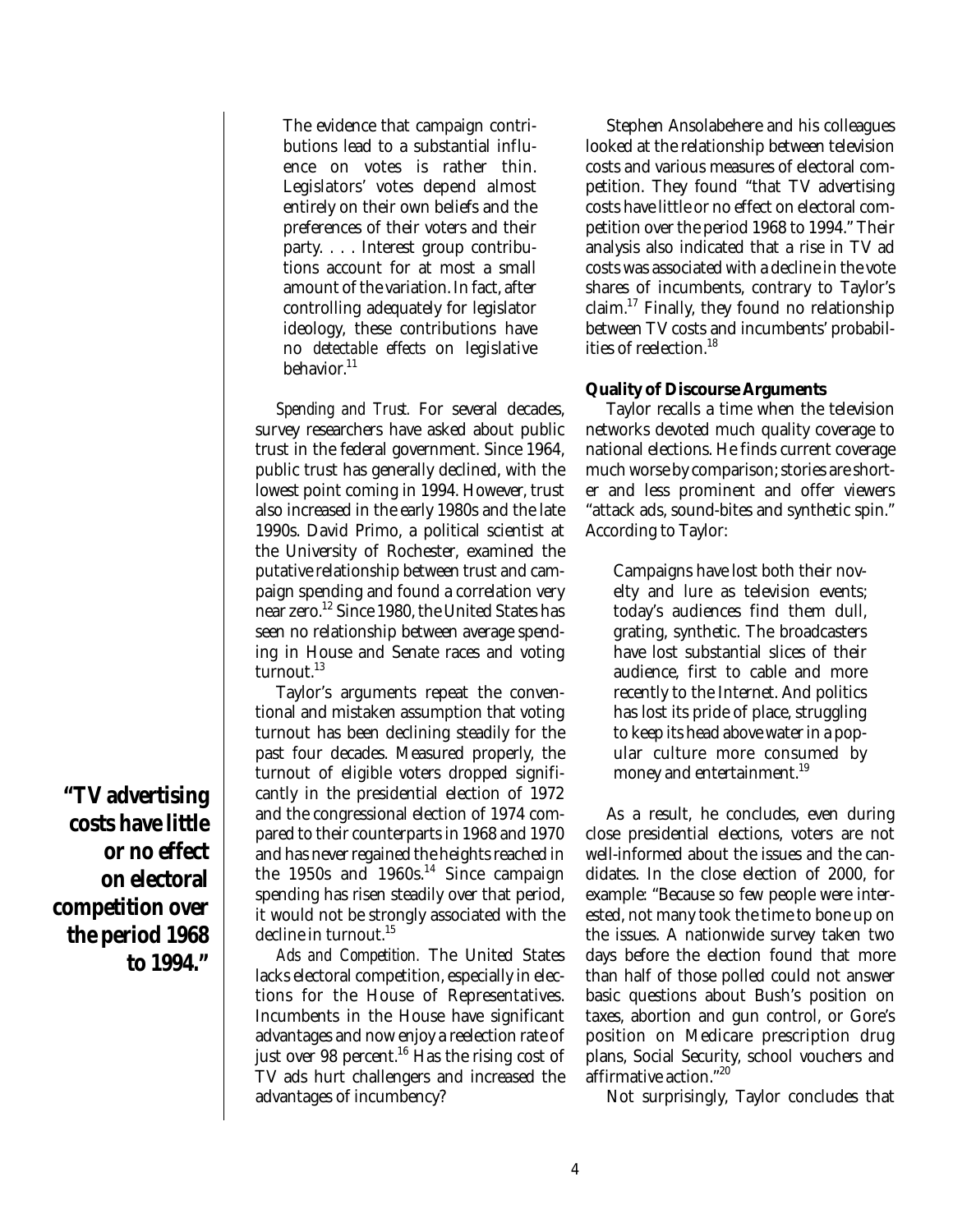> The evidence that campaign contributions lead to a substantial influence on votes is rather thin. Legislators' votes depend almost entirely on their own beliefs and the preferences of their voters and their party. . . . Interest group contributions account for at most a small amount of the variation. In fact, after controlling adequately for legislator ideology, these contributions have no *detectable effects* on legislative behavior.[11]

*Spending and Trust.* For several decades, survey researchers have asked about public trust in the federal government. Since 1964, public trust has generally declined, with the lowest point coming in 1994. However, trust also increased in the early 1980s and the late 1990s. David Primo, a political scientist at the University of Rochester, examined the putative relationship between trust and campaign spending and found a correlation very near zero.[12] Since 1980, the United States has seen no relationship between average spending in House and Senate races and voting turnout.[13]

Taylor's arguments repeat the conventional and mistaken assumption that voting turnout has been declining steadily for the past four decades. Measured properly, the turnout of eligible voters dropped significantly in the presidential election of 1972 and the congressional election of 1974 compared to their counterparts in 1968 and 1970 and has never regained the heights reached in the 1950s and 1960s.[14] Since campaign spending has risen steadily over that period, it would not be strongly associated with the decline in turnout.[15]

*Ads and Competition.* The United States lacks electoral competition, especially in elections for the House of Representatives. Incumbents in the House have significant advantages and now enjoy a reelection rate of just over 98 percent.[16] Has the rising cost of TV ads hurt challengers and increased the advantages of incumbency?

**"TV advertising costs have little or no effect on electoral competition over the period 1968 to 1994."**

Stephen Ansolabehere and his colleagues looked at the relationship between television costs and various measures of electoral competition. They found "that TV advertising costs have little or no effect on electoral competition over the period 1968 to 1994." Their analysis also indicated that a rise in TV ad costs was associated with a decline in the vote shares of incumbents, contrary to Taylor's claim.[17] Finally, they found no relationship between TV costs and incumbents' probabilities of reelection.[18]

**Quality of Discourse Arguments**

Taylor recalls a time when the television networks devoted much quality coverage to national elections. He finds current coverage much worse by comparison; stories are shorter and less prominent and offer viewers "attack ads, sound-bites and synthetic spin." According to Taylor:

> Campaigns have lost both their novelty and lure as television events; today's audiences find them dull, grating, synthetic. The broadcasters have lost substantial slices of their audience, first to cable and more recently to the Internet. And politics has lost its pride of place, struggling to keep its head above water in a popular culture more consumed by money and entertainment.[19]

As a result, he concludes, even during close presidential elections, voters are not well-informed about the issues and the candidates. In the close election of 2000, for example: "Because so few people were interested, not many took the time to bone up on the issues. A nationwide survey taken two days before the election found that more than half of those polled could not answer basic questions about Bush's position on taxes, abortion and gun control, or Gore's position on Medicare prescription drug plans, Social Security, school vouchers and affirmative action."[20]

Not surprisingly, Taylor concludes that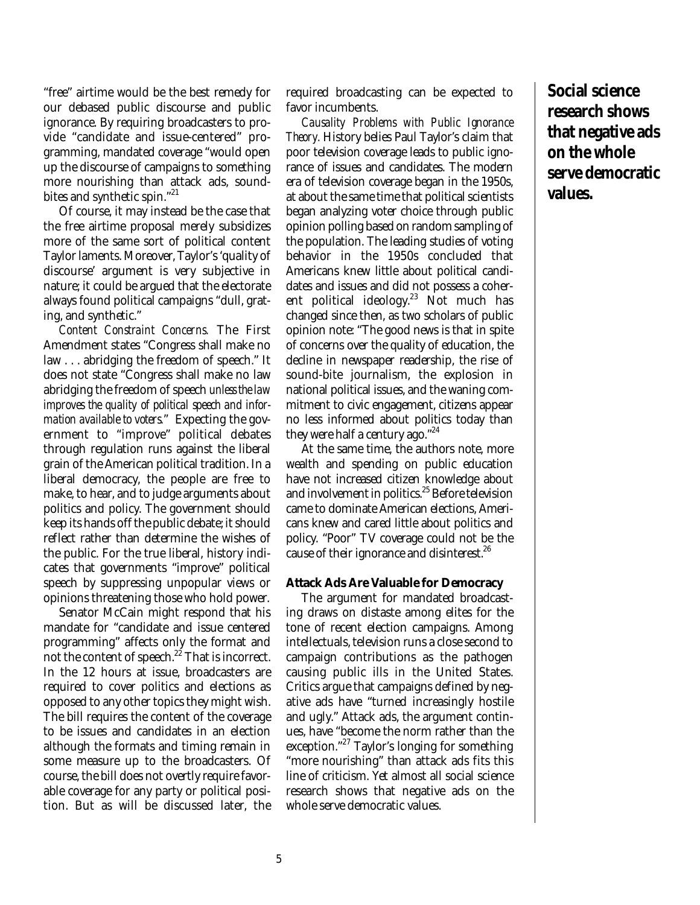"free" airtime would be the best remedy for our debased public discourse and public ignorance. By requiring broadcasters to provide "candidate and issue-centered" programming, mandated coverage "would open up the discourse of campaigns to something more nourishing than attack ads, soundbites and synthetic spin."[21]

Of course, it may instead be the case that the free airtime proposal merely subsidizes more of the same sort of political content Taylor laments. Moreover, Taylor's 'quality of discourse' argument is very subjective in nature; it could be argued that the electorate always found political campaigns "dull, grating, and synthetic."

*Content Constraint Concerns.* The First Amendment states "Congress shall make no law . . . abridging the freedom of speech." It does not state "Congress shall make no law abridging the freedom of speech *unless the law improves the quality of political speech and information available to voters.*" Expecting the government to "improve" political debates through regulation runs against the liberal grain of the American political tradition. In a liberal democracy, the people are free to make, to hear, and to judge arguments about politics and policy. The government should keep its hands off the public debate; it should reflect rather than determine the wishes of the public. For the true liberal, history indicates that governments "improve" political speech by suppressing unpopular views or opinions threatening those who hold power.

Senator McCain might respond that his mandate for "candidate and issue centered programming" affects only the format and not the content of speech.[22] That is incorrect. In the 12 hours at issue, broadcasters are required to cover politics and elections as opposed to any other topics they might wish. The bill requires the content of the coverage to be issues and candidates in an election although the formats and timing remain in some measure up to the broadcasters. Of course, the bill does not overtly require favorable coverage for any party or political position. But as will be discussed later, the required broadcasting can be expected to favor incumbents.

*Causality Problems with Public Ignorance Theory.* History belies Paul Taylor's claim that poor television coverage leads to public ignorance of issues and candidates. The modern era of television coverage began in the 1950s, at about the same time that political scientists began analyzing voter choice through public opinion polling based on random sampling of the population. The leading studies of voting behavior in the 1950s concluded that Americans knew little about political candidates and issues and did not possess a coherent political ideology.[23] Not much has changed since then, as two scholars of public opinion note: "The good news is that in spite of concerns over the quality of education, the decline in newspaper readership, the rise of sound-bite journalism, the explosion in national political issues, and the waning commitment to civic engagement, citizens appear no less informed about politics today than they were half a century ago."[24]

At the same time, the authors note, more wealth and spending on public education have not increased citizen knowledge about and involvement in politics.[25] Before television came to dominate American elections, Americans knew and cared little about politics and policy. "Poor" TV coverage could not be the cause of their ignorance and disinterest.[26]

### Attack Ads Are Valuable for Democracy

The argument for mandated broadcasting draws on distaste among elites for the tone of recent election campaigns. Among intellectuals, television runs a close second to campaign contributions as the pathogen causing public ills in the United States. Critics argue that campaigns defined by negative ads have "turned increasingly hostile and ugly." Attack ads, the argument continues, have "become the norm rather than the exception."[27] Taylor's longing for something "more nourishing" than attack ads fits this line of criticism. Yet almost all social science research shows that negative ads on the whole serve democratic values.

**Social science research shows that negative ads on the whole serve democratic values.**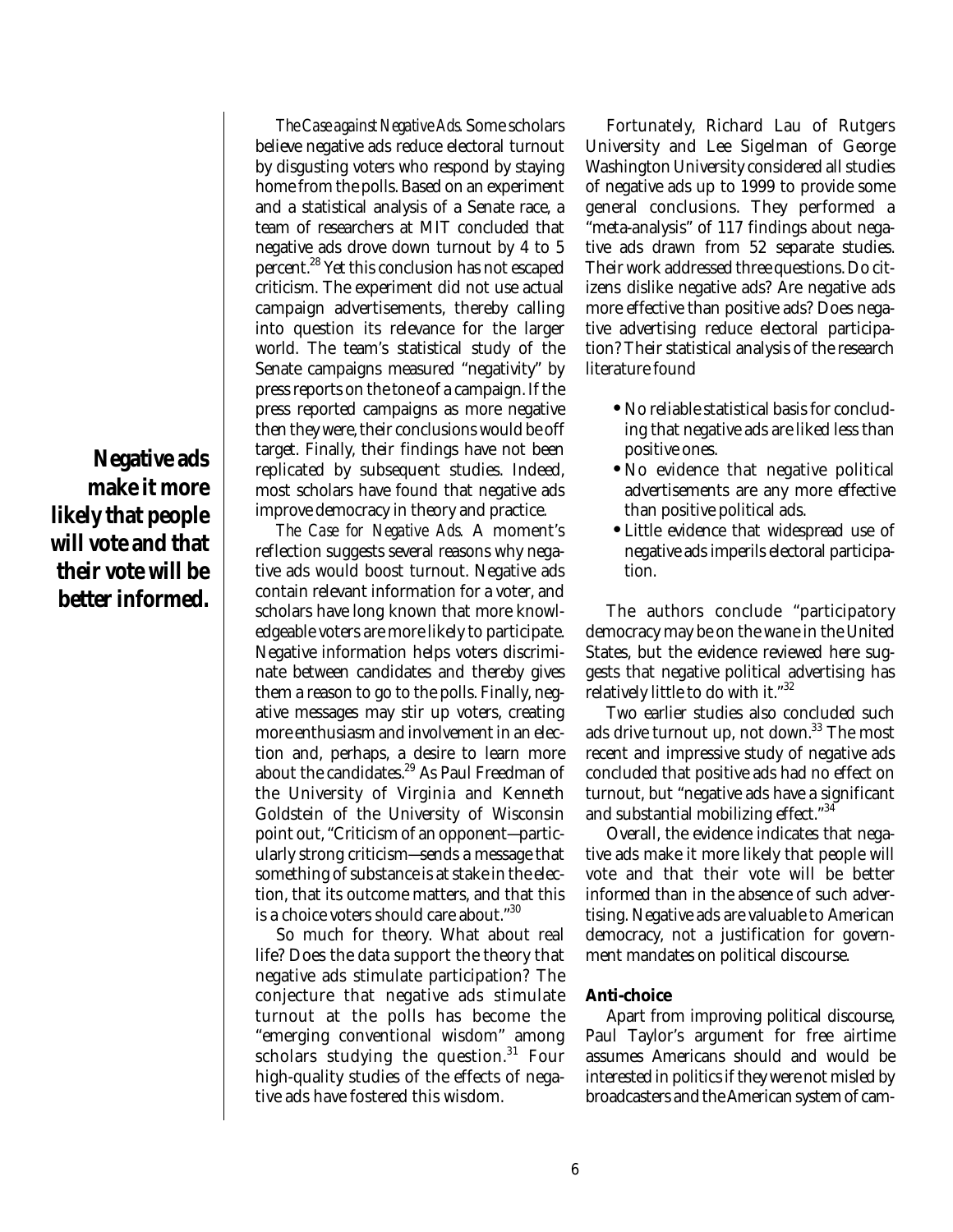**Negative ads make it more likely that people will vote and that their vote will be better informed.**

*The Case against Negative Ads.* Some scholars believe negative ads reduce electoral turnout by disgusting voters who respond by staying home from the polls. Based on an experiment and a statistical analysis of a Senate race, a team of researchers at MIT concluded that negative ads drove down turnout by 4 to 5 percent.[28] Yet this conclusion has not escaped criticism. The experiment did not use actual campaign advertisements, thereby calling into question its relevance for the larger world. The team's statistical study of the Senate campaigns measured "negativity" by press reports on the tone of a campaign. If the press reported campaigns as more negative then they were, their conclusions would be off target. Finally, their findings have not been replicated by subsequent studies. Indeed, most scholars have found that negative ads improve democracy in theory and practice.

*The Case for Negative Ads.* A moment's reflection suggests several reasons why negative ads would boost turnout. Negative ads contain relevant information for a voter, and scholars have long known that more knowledgeable voters are more likely to participate. Negative information helps voters discriminate between candidates and thereby gives them a reason to go to the polls. Finally, negative messages may stir up voters, creating more enthusiasm and involvement in an election and, perhaps, a desire to learn more about the candidates.[29] As Paul Freedman of the University of Virginia and Kenneth Goldstein of the University of Wisconsin point out, "Criticism of an opponent—particularly strong criticism—sends a message that something of substance is at stake in the election, that its outcome matters, and that this is a choice voters should care about."[30]

So much for theory. What about real life? Does the data support the theory that negative ads stimulate participation? The conjecture that negative ads stimulate turnout at the polls has become the "emerging conventional wisdom" among scholars studying the question.[31] Four high-quality studies of the effects of negative ads have fostered this wisdom.

Fortunately, Richard Lau of Rutgers University and Lee Sigelman of George Washington University considered all studies of negative ads up to 1999 to provide some general conclusions. They performed a "meta-analysis" of 117 findings about negative ads drawn from 52 separate studies. Their work addressed three questions. Do citizens dislike negative ads? Are negative ads more effective than positive ads? Does negative advertising reduce electoral participation? Their statistical analysis of the research literature found

- No reliable statistical basis for concluding that negative ads are liked less than positive ones.
- No evidence that negative political advertisements are any more effective than positive political ads.
- Little evidence that widespread use of negative ads imperils electoral participation.

The authors conclude "participatory democracy may be on the wane in the United States, but the evidence reviewed here suggests that negative political advertising has relatively little to do with it."[32]

Two earlier studies also concluded such ads drive turnout up, not down.[33] The most recent and impressive study of negative ads concluded that positive ads had no effect on turnout, but "negative ads have a significant and substantial mobilizing effect."[34]

Overall, the evidence indicates that negative ads make it more likely that people will vote and that their vote will be better informed than in the absence of such advertising. Negative ads are valuable to American democracy, not a justification for government mandates on political discourse.

### Anti-choice

Apart from improving political discourse, Paul Taylor's argument for free airtime assumes Americans should and would be interested in politics if they were not misled by broadcasters and the American system of cam-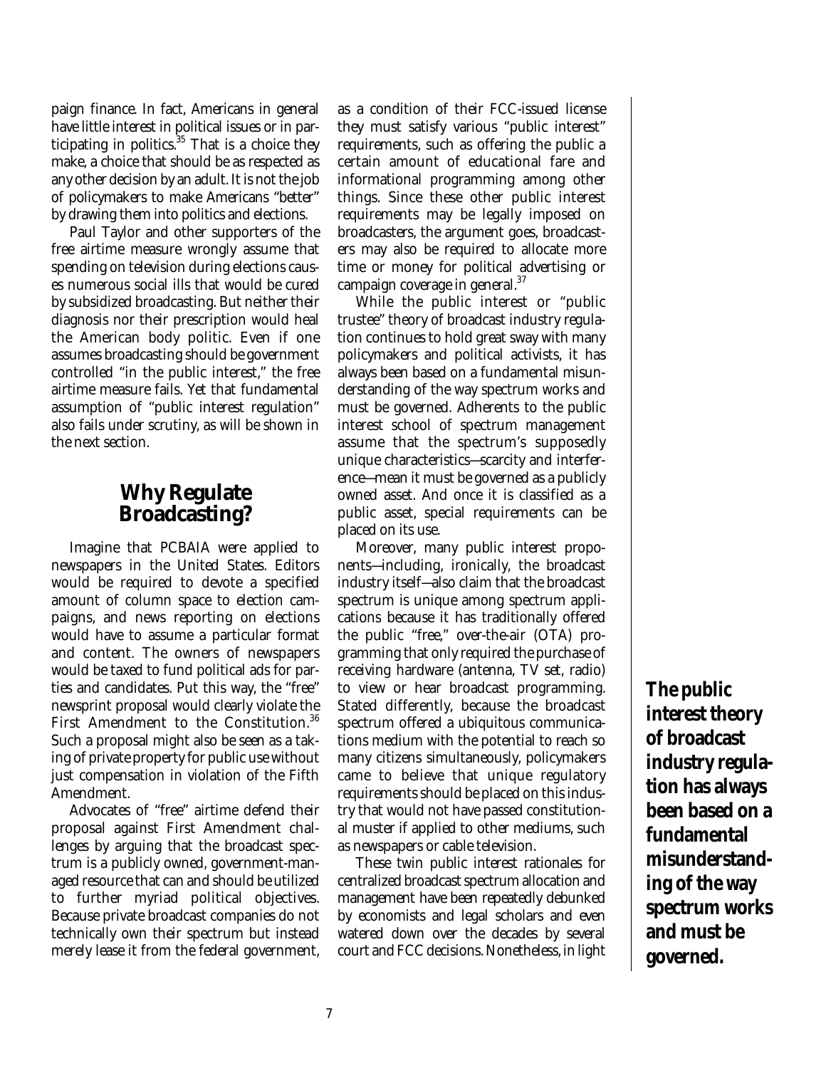paign finance. In fact, Americans in general have little interest in political issues or in participating in politics.[35] That is a choice they make, a choice that should be as respected as any other decision by an adult. It is not the job of policymakers to make Americans "better" by drawing them into politics and elections.

Paul Taylor and other supporters of the free airtime measure wrongly assume that spending on television during elections causes numerous social ills that would be cured by subsidized broadcasting. But neither their diagnosis nor their prescription would heal the American body politic. Even if one assumes broadcasting should be government controlled "in the public interest," the free airtime measure fails. Yet that fundamental assumption of "public interest regulation" also fails under scrutiny, as will be shown in the next section.

## Why Regulate Broadcasting?

Imagine that PCBAIA were applied to newspapers in the United States. Editors would be required to devote a specified amount of column space to election campaigns, and news reporting on elections would have to assume a particular format and content. The owners of newspapers would be taxed to fund political ads for parties and candidates. Put this way, the "free" newsprint proposal would clearly violate the First Amendment to the Constitution.[36] Such a proposal might also be seen as a taking of private property for public use without just compensation in violation of the Fifth Amendment.

Advocates of "free" airtime defend their proposal against First Amendment challenges by arguing that the broadcast spectrum is a publicly owned, government-managed resource that can and should be utilized to further myriad political objectives. Because private broadcast companies do not technically own their spectrum but instead merely lease it from the federal government, as a condition of their FCC-issued license they must satisfy various "public interest" requirements, such as offering the public a certain amount of educational fare and informational programming among other things. Since these other public interest requirements may be legally imposed on broadcasters, the argument goes, broadcasters may also be required to allocate more time or money for political advertising or campaign coverage in general.[37]

While the public interest or "public trustee" theory of broadcast industry regulation continues to hold great sway with many policymakers and political activists, it has always been based on a fundamental misunderstanding of the way spectrum works and must be governed. Adherents to the public interest school of spectrum management assume that the spectrum's supposedly unique characteristics—scarcity and interference—mean it must be governed as a publicly owned asset. And once it is classified as a public asset, special requirements can be placed on its use.

Moreover, many public interest proponents—including, ironically, the broadcast industry itself—also claim that the broadcast spectrum is unique among spectrum applications because it has traditionally offered the public "free," over-the-air (OTA) programming that only required the purchase of receiving hardware (antenna, TV set, radio) to view or hear broadcast programming. Stated differently, because the broadcast spectrum offered a ubiquitous communications medium with the potential to reach so many citizens simultaneously, policymakers came to believe that unique regulatory requirements should be placed on this industry that would not have passed constitutional muster if applied to other mediums, such as newspapers or cable television.

These twin public interest rationales for centralized broadcast spectrum allocation and management have been repeatedly debunked by economists and legal scholars and even watered down over the decades by several court and FCC decisions. Nonetheless, in light

**The public interest theory of broadcast industry regulation has always been based on a fundamental misunderstanding of the way spectrum works and must be governed.**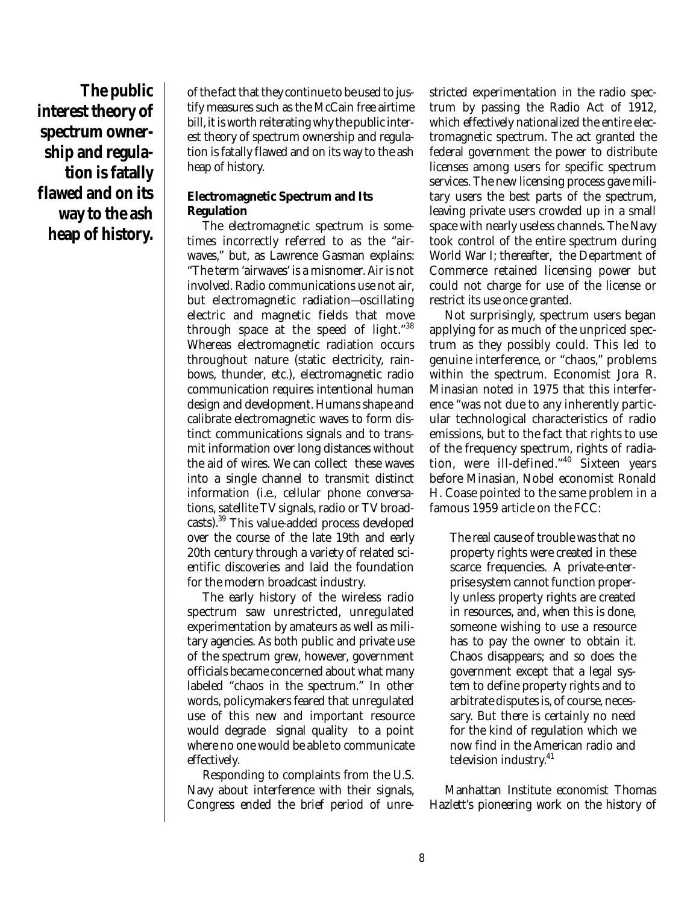**The public interest theory of spectrum ownership and regulation is fatally flawed and on its way to the ash heap of history.**

of the fact that they continue to be used to justify measures such as the McCain free airtime bill, it is worth reiterating why the public interest theory of spectrum ownership and regulation is fatally flawed and on its way to the ash heap of history.

### Electromagnetic Spectrum and Its Regulation

The electromagnetic spectrum is sometimes incorrectly referred to as the "airwaves," but, as Lawrence Gasman explains: "The term 'airwaves' is a misnomer. Air is not involved. Radio communications use not air, but electromagnetic radiation—oscillating electric and magnetic fields that move through space at the speed of light."[38] Whereas electromagnetic radiation occurs throughout nature (static electricity, rainbows, thunder, etc.), electromagnetic radio communication requires intentional human design and development. Humans shape and calibrate electromagnetic waves to form distinct communications signals and to transmit information over long distances without the aid of wires. We can collect these waves into a single channel to transmit distinct information (i.e., cellular phone conversations, satellite TV signals, radio or TV broadcasts).[39] This value-added process developed over the course of the late 19th and early 20th century through a variety of related scientific discoveries and laid the foundation for the modern broadcast industry.

The early history of the wireless radio spectrum saw unrestricted, unregulated experimentation by amateurs as well as military agencies. As both public and private use of the spectrum grew, however, government officials became concerned about what many labeled "chaos in the spectrum." In other words, policymakers feared that unregulated use of this new and important resource would degrade signal quality to a point where no one would be able to communicate effectively.

Responding to complaints from the U.S. Navy about interference with their signals, Congress ended the brief period of unrestricted experimentation in the radio spectrum by passing the Radio Act of 1912, which effectively nationalized the entire electromagnetic spectrum. The act granted the federal government the power to distribute licenses among users for specific spectrum services. The new licensing process gave military users the best parts of the spectrum, leaving private users crowded up in a small space with nearly useless channels. The Navy took control of the entire spectrum during World War I; thereafter, the Department of Commerce retained licensing power but could not charge for use of the license or restrict its use once granted.

Not surprisingly, spectrum users began applying for as much of the unpriced spectrum as they possibly could. This led to genuine interference, or "chaos," problems within the spectrum. Economist Jora R. Minasian noted in 1975 that this interference "was not due to any inherently particular technological characteristics of radio emissions, but to the fact that rights to use of the frequency spectrum, rights of radiation, were ill-defined."[40] Sixteen years before Minasian, Nobel economist Ronald H. Coase pointed to the same problem in a famous 1959 article on the FCC:

> The real cause of trouble was that no property rights were created in these scarce frequencies. A private-enterprise system cannot function properly unless property rights are created in resources, and, when this is done, someone wishing to use a resource has to pay the owner to obtain it. Chaos disappears; and so does the government except that a legal system to define property rights and to arbitrate disputes is, of course, necessary. But there is certainly no need for the kind of regulation which we now find in the American radio and television industry.[41]

Manhattan Institute economist Thomas Hazlett's pioneering work on the history of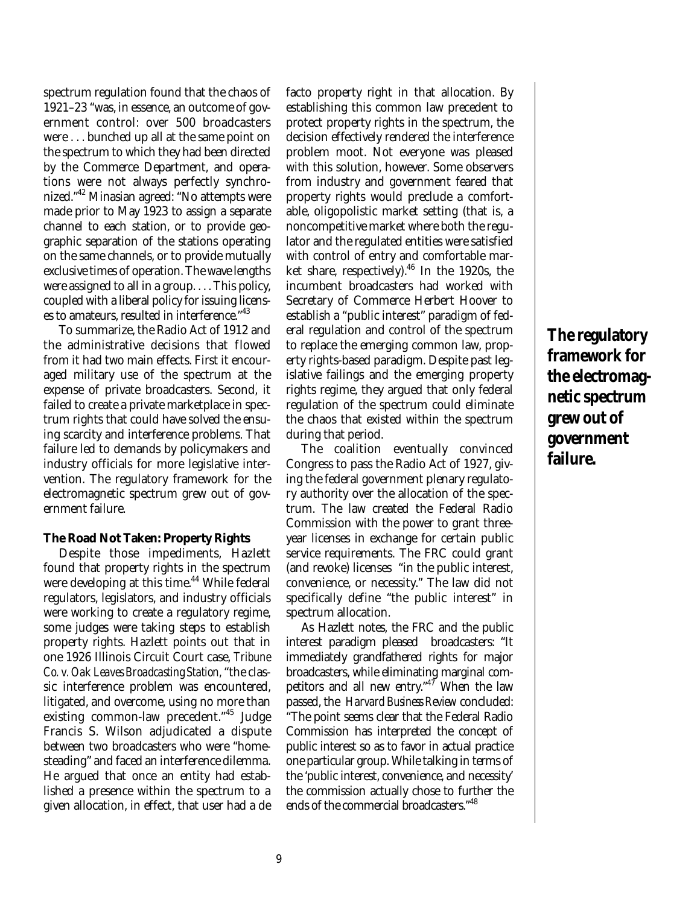spectrum regulation found that the chaos of 1921–23 "was, in essence, an outcome of government control: over 500 broadcasters were . . . bunched up all at the same point on the spectrum to which they had been directed by the Commerce Department, and operations were not always perfectly synchronized."[42] Minasian agreed: "No attempts were made prior to May 1923 to assign a separate channel to each station, or to provide geographic separation of the stations operating on the same channels, or to provide mutually exclusive times of operation. The wave lengths were assigned to all in a group. . . . This policy, coupled with a liberal policy for issuing licenses to amateurs, resulted in interference."[43]

To summarize, the Radio Act of 1912 and the administrative decisions that flowed from it had two main effects. First it encouraged military use of the spectrum at the expense of private broadcasters. Second, it failed to create a private marketplace in spectrum rights that could have solved the ensuing scarcity and interference problems. That failure led to demands by policymakers and industry officials for more legislative intervention. The regulatory framework for the electromagnetic spectrum grew out of government failure.

### The Road Not Taken: Property Rights

Despite those impediments, Hazlett found that property rights in the spectrum were developing at this time.[44] While federal regulators, legislators, and industry officials were working to create a regulatory regime, some judges were taking steps to establish property rights. Hazlett points out that in one 1926 Illinois Circuit Court case, *Tribune Co. v. Oak Leaves Broadcasting Station*, "the classic interference problem was encountered, litigated, and overcome, using no more than existing common-law precedent."[45] Judge Francis S. Wilson adjudicated a dispute between two broadcasters who were "homesteading" and faced an interference dilemma. He argued that once an entity had established a presence within the spectrum to a given allocation, in effect, that user had a de facto property right in that allocation. By establishing this common law precedent to protect property rights in the spectrum, the decision effectively rendered the interference problem moot. Not everyone was pleased with this solution, however. Some observers from industry and government feared that property rights would preclude a comfortable, oligopolistic market setting (that is, a noncompetitive market where both the regulator and the regulated entities were satisfied with control of entry and comfortable market share, respectively).[46] In the 1920s, the incumbent broadcasters had worked with Secretary of Commerce Herbert Hoover to establish a "public interest" paradigm of federal regulation and control of the spectrum to replace the emerging common law, property rights-based paradigm. Despite past legislative failings and the emerging property rights regime, they argued that only federal regulation of the spectrum could eliminate the chaos that existed within the spectrum during that period.

The coalition eventually convinced Congress to pass the Radio Act of 1927, giving the federal government plenary regulatory authority over the allocation of the spectrum. The law created the Federal Radio Commission with the power to grant three-year licenses in exchange for certain public service requirements. The FRC could grant (and revoke) licenses "in the public interest, convenience, or necessity." The law did not specifically define "the public interest" in spectrum allocation.

As Hazlett notes, the FRC and the public interest paradigm pleased broadcasters: "It immediately grandfathered rights for major broadcasters, while eliminating marginal competitors and all new entry."[47] When the law passed, the *Harvard Business Review* concluded: "The point seems clear that the Federal Radio Commission has interpreted the concept of public interest so as to favor in actual practice one particular group. While talking in terms of the 'public interest, convenience, and necessity' the commission actually chose to further the ends of the commercial broadcasters."[48]

**The regulatory framework for the electromagnetic spectrum grew out of government failure.**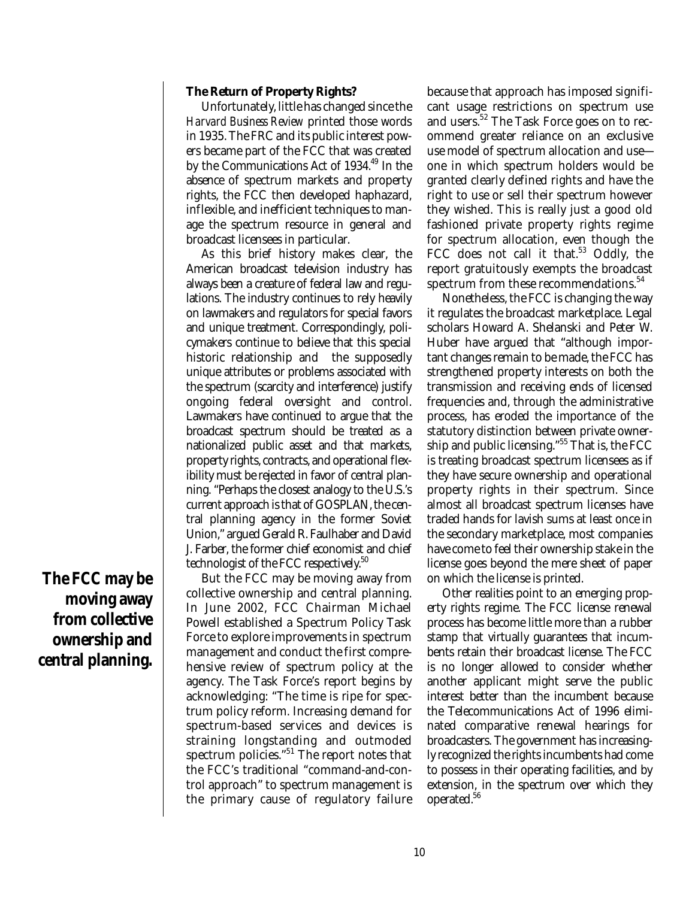### The Return of Property Rights?

Unfortunately, little has changed since the *Harvard Business Review* printed those words in 1935. The FRC and its public interest powers became part of the FCC that was created by the Communications Act of 1934.[49] In the absence of spectrum markets and property rights, the FCC then developed haphazard, inflexible, and inefficient techniques to manage the spectrum resource in general and broadcast licensees in particular.

As this brief history makes clear, the American broadcast television industry has always been a creature of federal law and regulations. The industry continues to rely heavily on lawmakers and regulators for special favors and unique treatment. Correspondingly, policymakers continue to believe that this special historic relationship and the supposedly unique attributes or problems associated with the spectrum (scarcity and interference) justify ongoing federal oversight and control. Lawmakers have continued to argue that the broadcast spectrum should be treated as a nationalized public asset and that markets, property rights, contracts, and operational flexibility must be rejected in favor of central planning. "Perhaps the closest analogy to the U.S.'s current approach is that of GOSPLAN, the central planning agency in the former Soviet Union," argued Gerald R. Faulhaber and David J. Farber, the former chief economist and chief technologist of the FCC respectively.[50]

**The FCC may be moving away from collective ownership and central planning.**

But the FCC may be moving away from collective ownership and central planning. In June 2002, FCC Chairman Michael Powell established a Spectrum Policy Task Force to explore improvements in spectrum management and conduct the first comprehensive review of spectrum policy at the agency. The Task Force's report begins by acknowledging: "The time is ripe for spectrum policy reform. Increasing demand for spectrum-based services and devices is straining longstanding and outmoded spectrum policies."[51] The report notes that the FCC's traditional "command-and-control approach" to spectrum management is the primary cause of regulatory failure because that approach has imposed significant usage restrictions on spectrum use and users.[52] The Task Force goes on to recommend greater reliance on an exclusive use model of spectrum allocation and use—one in which spectrum holders would be granted clearly defined rights and have the right to use or sell their spectrum however they wished. This is really just a good old fashioned private property rights regime for spectrum allocation, even though the FCC does not call it that.[53] Oddly, the report gratuitously exempts the broadcast spectrum from these recommendations.[54]

Nonetheless, the FCC is changing the way it regulates the broadcast marketplace. Legal scholars Howard A. Shelanski and Peter W. Huber have argued that "although important changes remain to be made, the FCC has strengthened property interests on both the transmission and receiving ends of licensed frequencies and, through the administrative process, has eroded the importance of the statutory distinction between private ownership and public licensing."[55] That is, the FCC is treating broadcast spectrum licensees as if they have secure ownership and operational property rights in their spectrum. Since almost all broadcast spectrum licenses have traded hands for lavish sums at least once in the secondary marketplace, most companies have come to feel their ownership stake in the license goes beyond the mere sheet of paper on which the license is printed.

Other realities point to an emerging property rights regime. The FCC license renewal process has become little more than a rubber stamp that virtually guarantees that incumbents retain their broadcast license. The FCC is no longer allowed to consider whether another applicant might serve the public interest better than the incumbent because the Telecommunications Act of 1996 eliminated comparative renewal hearings for broadcasters. The government has increasingly recognized the rights incumbents had come to possess in their operating facilities, and by extension, in the spectrum over which they operated.[56]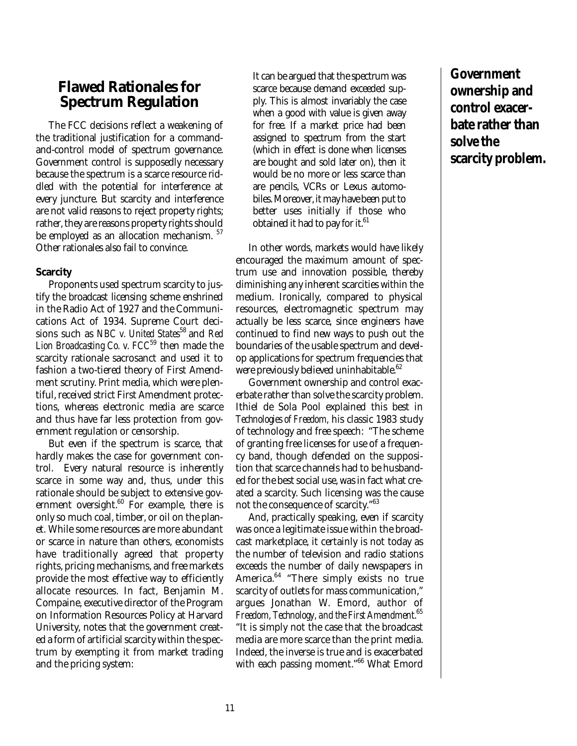## Flawed Rationales for Spectrum Regulation

The FCC decisions reflect a weakening of the traditional justification for a command-and-control model of spectrum governance. Government control is supposedly necessary because the spectrum is a scarce resource riddled with the potential for interference at every juncture. But scarcity and interference are not valid reasons to reject property rights; rather, they are reasons property rights should be employed as an allocation mechanism.[57] Other rationales also fail to convince.

### Scarcity

Proponents used spectrum scarcity to justify the broadcast licensing scheme enshrined in the Radio Act of 1927 and the Communications Act of 1934. Supreme Court decisions such as *NBC v. United States*[58] and *Red Lion Broadcasting Co. v. FCC*[59] then made the scarcity rationale sacrosanct and used it to fashion a two-tiered theory of First Amendment scrutiny. Print media, which were plentiful, received strict First Amendment protections, whereas electronic media are scarce and thus have far less protection from government regulation or censorship.

But even if the spectrum is scarce, that hardly makes the case for government control. Every natural resource is inherently scarce in some way and, thus, under this rationale should be subject to extensive government oversight.[60] For example, there is only so much coal, timber, or oil on the planet. While some resources are more abundant or scarce in nature than others, economists have traditionally agreed that property rights, pricing mechanisms, and free markets provide the most effective way to efficiently allocate resources. In fact, Benjamin M. Compaine, executive director of the Program on Information Resources Policy at Harvard University, notes that the government created a form of artificial scarcity within the spectrum by exempting it from market trading and the pricing system:

> It can be argued that the spectrum was scarce because demand exceeded supply. This is almost invariably the case when a good with value is given away for free. If a market price had been assigned to spectrum from the start (which in effect is done when licenses are bought and sold later on), then it would be no more or less scarce than are pencils, VCRs or Lexus automobiles. Moreover, it may have been put to better uses initially if those who obtained it had to pay for it.[61]

In other words, markets would have likely encouraged the maximum amount of spectrum use and innovation possible, thereby diminishing any inherent scarcities within the medium. Ironically, compared to physical resources, electromagnetic spectrum may actually be less scarce, since engineers have continued to find new ways to push out the boundaries of the usable spectrum and develop applications for spectrum frequencies that were previously believed uninhabitable.[62]

Government ownership and control exacerbate rather than solve the scarcity problem. Ithiel de Sola Pool explained this best in *Technologies of Freedom*, his classic 1983 study of technology and free speech: "The scheme of granting free licenses for use of a frequency band, though defended on the supposition that scarce channels had to be husbanded for the best social use, was in fact what created a scarcity. Such licensing was the cause not the consequence of scarcity."[63]

And, practically speaking, even if scarcity was once a legitimate issue within the broadcast marketplace, it certainly is not today as the number of television and radio stations exceeds the number of daily newspapers in America.[64] "There simply exists no true scarcity of outlets for mass communication," argues Jonathan W. Emord, author of *Freedom, Technology, and the First Amendment*.[65] "It is simply not the case that the broadcast media are more scarce than the print media. Indeed, the inverse is true and is exacerbated with each passing moment."[66] What Emord

**Government ownership and control exacerbate rather than solve the scarcity problem.**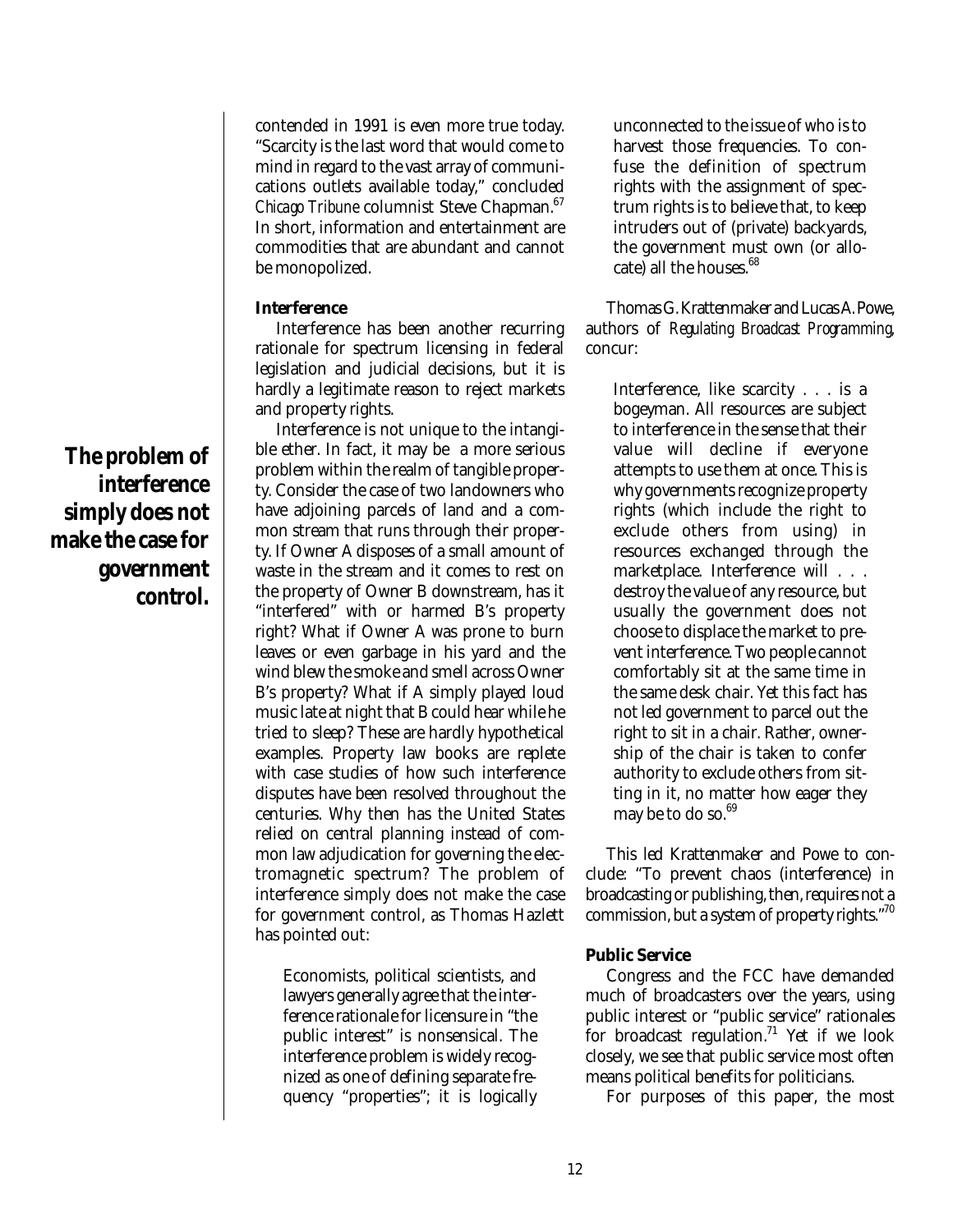contended in 1991 is even more true today. "Scarcity is the last word that would come to mind in regard to the vast array of communications outlets available today," concluded *Chicago Tribune* columnist Steve Chapman.[67] In short, information and entertainment are commodities that are abundant and cannot be monopolized.

**Interference**

Interference has been another recurring rationale for spectrum licensing in federal legislation and judicial decisions, but it is hardly a legitimate reason to reject markets and property rights.

Interference is not unique to the intangible ether. In fact, it may be a more serious problem within the realm of tangible property. Consider the case of two landowners who have adjoining parcels of land and a common stream that runs through their property. If Owner A disposes of a small amount of waste in the stream and it comes to rest on the property of Owner B downstream, has it "interfered" with or harmed B's property right? What if Owner A was prone to burn leaves or even garbage in his yard and the wind blew the smoke and smell across Owner B's property? What if A simply played loud music late at night that B could hear while he tried to sleep? These are hardly hypothetical examples. Property law books are replete with case studies of how such interference disputes have been resolved throughout the centuries. Why then has the United States relied on central planning instead of common law adjudication for governing the electromagnetic spectrum? The problem of interference simply does not make the case for government control, as Thomas Hazlett has pointed out:

**The problem of interference simply does not make the case for government control.**

> Economists, political scientists, and lawyers generally agree that the interference rationale for licensure in "the public interest" is nonsensical. The interference problem is widely recognized as one of defining separate frequency "properties"; it is logically unconnected to the issue of who is to harvest those frequencies. To confuse the definition of spectrum rights with the assignment of spectrum rights is to believe that, to keep intruders out of (private) backyards, the government must own (or allocate) all the houses.[68]

Thomas G. Krattenmaker and Lucas A. Powe, authors of *Regulating Broadcast Programming*, concur:

> Interference, like scarcity . . . is a bogeyman. All resources are subject to interference in the sense that their value will decline if everyone attempts to use them at once. This is why governments recognize property rights (which include the right to exclude others from using) in resources exchanged through the marketplace. Interference will . . . destroy the value of any resource, but usually the government does not choose to displace the market to prevent interference. Two people cannot comfortably sit at the same time in the same desk chair. Yet this fact has not led government to parcel out the right to sit in a chair. Rather, ownership of the chair is taken to confer authority to exclude others from sitting in it, no matter how eager they may be to do so.[69]

This led Krattenmaker and Powe to conclude: "To prevent chaos (interference) in broadcasting or publishing, then, requires not a commission, but a system of property rights."[70]

**Public Service**

Congress and the FCC have demanded much of broadcasters over the years, using public interest or "public service" rationales for broadcast regulation.[71] Yet if we look closely, we see that public service most often means political benefits for politicians.

For purposes of this paper, the most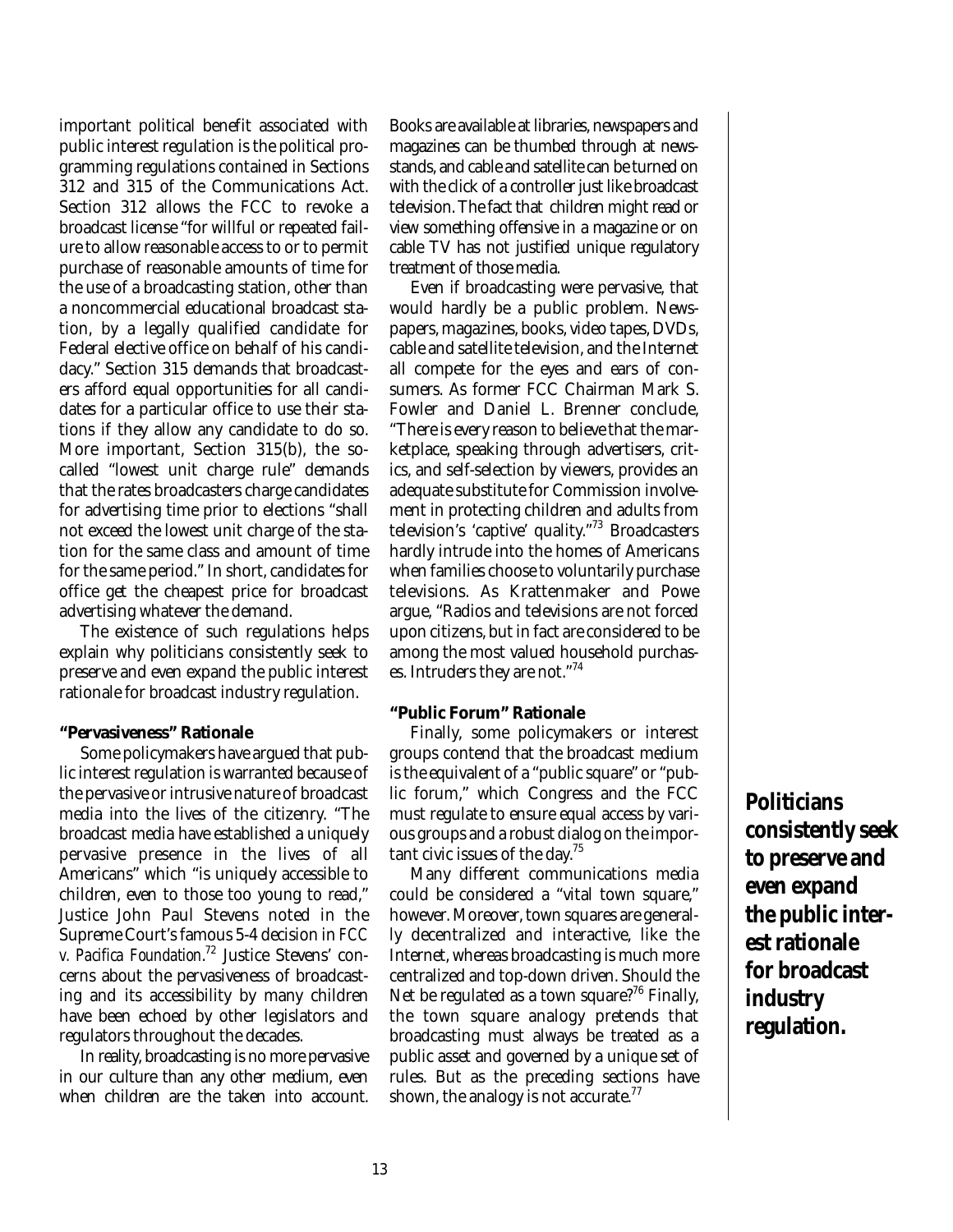important political benefit associated with public interest regulation is the political programming regulations contained in Sections 312 and 315 of the Communications Act. Section 312 allows the FCC to revoke a broadcast license "for willful or repeated failure to allow reasonable access to or to permit purchase of reasonable amounts of time for the use of a broadcasting station, other than a noncommercial educational broadcast station, by a legally qualified candidate for Federal elective office on behalf of his candidacy." Section 315 demands that broadcasters afford equal opportunities for all candidates for a particular office to use their stations if they allow any candidate to do so. More important, Section 315(b), the so-called "lowest unit charge rule" demands that the rates broadcasters charge candidates for advertising time prior to elections "shall not exceed the lowest unit charge of the station for the same class and amount of time for the same period." In short, candidates for office get the cheapest price for broadcast advertising whatever the demand.

The existence of such regulations helps explain why politicians consistently seek to preserve and even expand the public interest rationale for broadcast industry regulation.

**"Pervasiveness" Rationale**

Some policymakers have argued that public interest regulation is warranted because of the pervasive or intrusive nature of broadcast media into the lives of the citizenry. "The broadcast media have established a uniquely pervasive presence in the lives of all Americans" which "is uniquely accessible to children, even to those too young to read," Justice John Paul Stevens noted in the Supreme Court's famous 5-4 decision in *FCC v. Pacifica Foundation*.[72] Justice Stevens' concerns about the pervasiveness of broadcasting and its accessibility by many children have been echoed by other legislators and regulators throughout the decades.

In reality, broadcasting is no more pervasive in our culture than any other medium, even when children are the taken into account. Books are available at libraries, newspapers and magazines can be thumbed through at newsstands, and cable and satellite can be turned on with the click of a controller just like broadcast television. The fact that children might read or view something offensive in a magazine or on cable TV has not justified unique regulatory treatment of those media.

Even if broadcasting were pervasive, that would hardly be a public problem. Newspapers, magazines, books, video tapes, DVDs, cable and satellite television, and the Internet all compete for the eyes and ears of consumers. As former FCC Chairman Mark S. Fowler and Daniel L. Brenner conclude, "There is every reason to believe that the marketplace, speaking through advertisers, critics, and self-selection by viewers, provides an adequate substitute for Commission involvement in protecting children and adults from television's 'captive' quality."[73] Broadcasters hardly intrude into the homes of Americans when families choose to voluntarily purchase televisions. As Krattenmaker and Powe argue, "Radios and televisions are not forced upon citizens, but in fact are considered to be among the most valued household purchases. Intruders they are not."[74]

**"Public Forum" Rationale**

Finally, some policymakers or interest groups contend that the broadcast medium is the equivalent of a "public square" or "public forum," which Congress and the FCC must regulate to ensure equal access by various groups and a robust dialog on the important civic issues of the day.[75]

Many different communications media could be considered a "vital town square," however. Moreover, town squares are generally decentralized and interactive, like the Internet, whereas broadcasting is much more centralized and top-down driven. Should the Net be regulated as a town square?[76] Finally, the town square analogy pretends that broadcasting must always be treated as a public asset and governed by a unique set of rules. But as the preceding sections have shown, the analogy is not accurate.[77]

**Politicians consistently seek to preserve and even expand the public interest rationale for broadcast industry regulation.**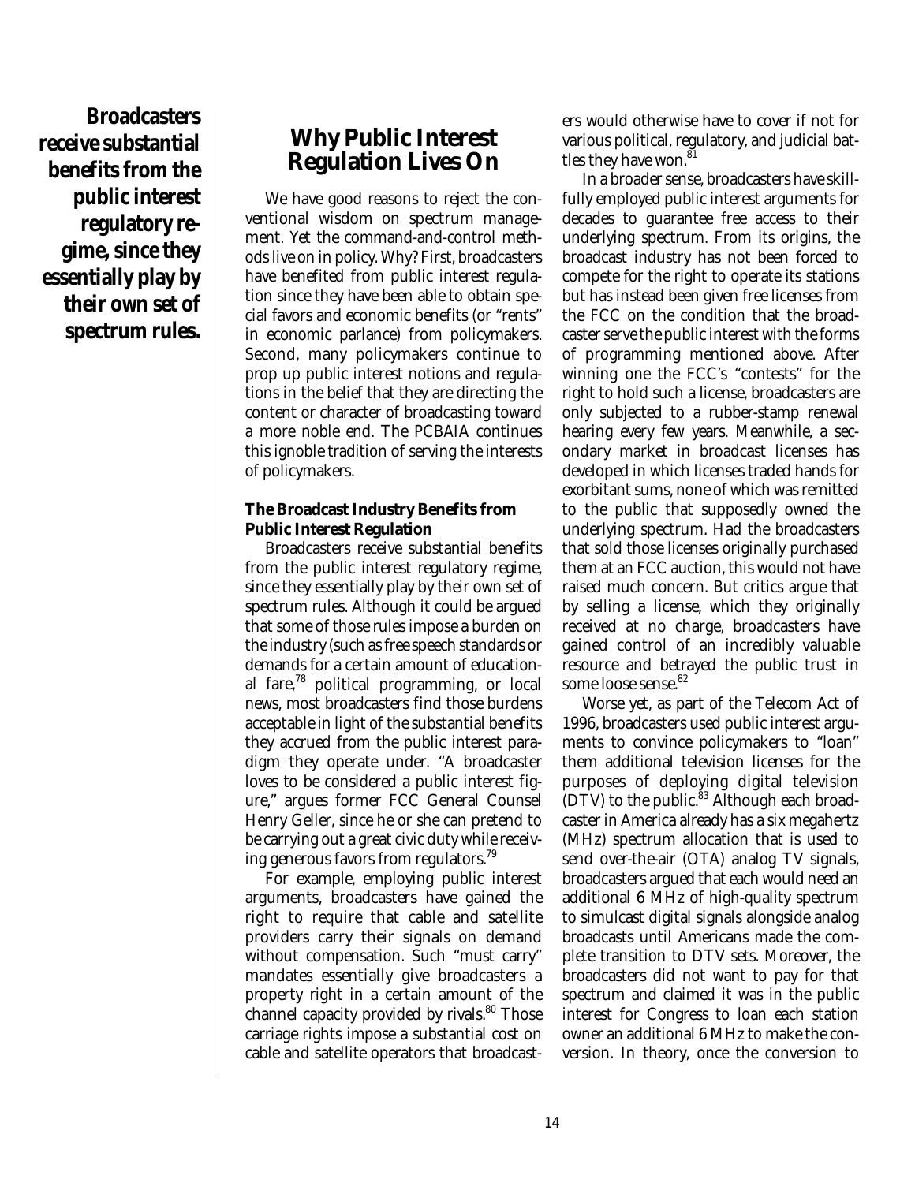**Broadcasters receive substantial benefits from the public interest regulatory regime, since they essentially play by their own set of spectrum rules.**

## Why Public Interest Regulation Lives On

We have good reasons to reject the conventional wisdom on spectrum management. Yet the command-and-control methods live on in policy. Why? First, broadcasters have benefited from public interest regulation since they have been able to obtain special favors and economic benefits (or "rents" in economic parlance) from policymakers. Second, many policymakers continue to prop up public interest notions and regulations in the belief that they are directing the content or character of broadcasting toward a more noble end. The PCBAIA continues this ignoble tradition of serving the interests of policymakers.

### The Broadcast Industry Benefits from Public Interest Regulation

Broadcasters receive substantial benefits from the public interest regulatory regime, since they essentially play by their own set of spectrum rules. Although it could be argued that some of those rules impose a burden on the industry (such as free speech standards or demands for a certain amount of educational fare,[78] political programming, or local news, most broadcasters find those burdens acceptable in light of the substantial benefits they accrued from the public interest paradigm they operate under. "A broadcaster loves to be considered a public interest figure," argues former FCC General Counsel Henry Geller, since he or she can pretend to be carrying out a great civic duty while receiving generous favors from regulators.[79]

For example, employing public interest arguments, broadcasters have gained the right to require that cable and satellite providers carry their signals on demand without compensation. Such "must carry" mandates essentially give broadcasters a property right in a certain amount of the channel capacity provided by rivals.[80] Those carriage rights impose a substantial cost on cable and satellite operators that broadcasters would otherwise have to cover if not for various political, regulatory, and judicial battles they have won.[81]

In a broader sense, broadcasters have skillfully employed public interest arguments for decades to guarantee free access to their underlying spectrum. From its origins, the broadcast industry has not been forced to compete for the right to operate its stations but has instead been given free licenses from the FCC on the condition that the broadcaster serve the public interest with the forms of programming mentioned above. After winning one the FCC's "contests" for the right to hold such a license, broadcasters are only subjected to a rubber-stamp renewal hearing every few years. Meanwhile, a secondary market in broadcast licenses has developed in which licenses traded hands for exorbitant sums, none of which was remitted to the public that supposedly owned the underlying spectrum. Had the broadcasters that sold those licenses originally purchased them at an FCC auction, this would not have raised much concern. But critics argue that by selling a license, which they originally received at no charge, broadcasters have gained control of an incredibly valuable resource and betrayed the public trust in some loose sense.[82]

Worse yet, as part of the Telecom Act of 1996, broadcasters used public interest arguments to convince policymakers to "loan" them additional television licenses for the purposes of deploying digital television (DTV) to the public.[83] Although each broadcaster in America already has a six megahertz (MHz) spectrum allocation that is used to send over-the-air (OTA) analog TV signals, broadcasters argued that each would need an additional 6 MHz of high-quality spectrum to simulcast digital signals alongside analog broadcasts until Americans made the complete transition to DTV sets. Moreover, the broadcasters did not want to pay for that spectrum and claimed it was in the public interest for Congress to loan each station owner an additional 6 MHz to make the conversion. In theory, once the conversion to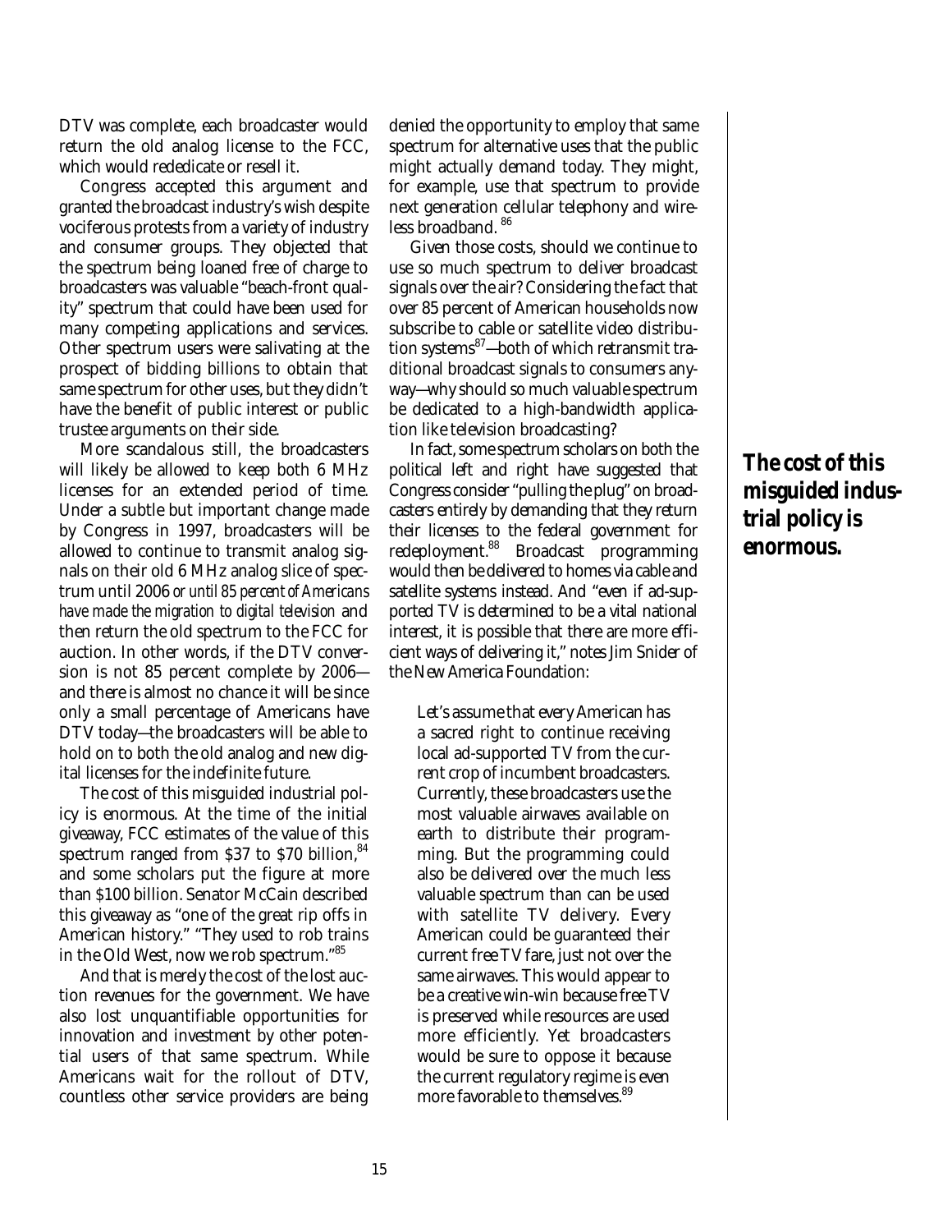DTV was complete, each broadcaster would return the old analog license to the FCC, which would rededicate or resell it.

Congress accepted this argument and granted the broadcast industry's wish despite vociferous protests from a variety of industry and consumer groups. They objected that the spectrum being loaned free of charge to broadcasters was valuable "beach-front quality" spectrum that could have been used for many competing applications and services. Other spectrum users were salivating at the prospect of bidding billions to obtain that same spectrum for other uses, but they didn't have the benefit of public interest or public trustee arguments on their side.

More scandalous still, the broadcasters will likely be allowed to keep both 6 MHz licenses for an extended period of time. Under a subtle but important change made by Congress in 1997, broadcasters will be allowed to continue to transmit analog signals on their old 6 MHz analog slice of spectrum until 2006 *or until 85 percent of Americans have made the migration to digital television* and then return the old spectrum to the FCC for auction. In other words, if the DTV conversion is not 85 percent complete by 2006—and there is almost no chance it will be since only a small percentage of Americans have DTV today—the broadcasters will be able to hold on to both the old analog and new digital licenses for the indefinite future.

The cost of this misguided industrial policy is enormous. At the time of the initial giveaway, FCC estimates of the value of this spectrum ranged from $37 to $70 billion,[84] and some scholars put the figure at more than $100 billion. Senator McCain described this giveaway as "one of the great rip offs in American history." "They used to rob trains in the Old West, now we rob spectrum."[85]

And that is merely the cost of the lost auction revenues for the government. We have also lost unquantifiable opportunities for innovation and investment by other potential users of that same spectrum. While Americans wait for the rollout of DTV, countless other service providers are being denied the opportunity to employ that same spectrum for alternative uses that the public might actually demand today. They might, for example, use that spectrum to provide next generation cellular telephony and wireless broadband.[86]

Given those costs, should we continue to use so much spectrum to deliver broadcast signals over the air? Considering the fact that over 85 percent of American households now subscribe to cable or satellite video distribution systems[87]—both of which retransmit traditional broadcast signals to consumers anyway—why should so much valuable spectrum be dedicated to a high-bandwidth application like television broadcasting?

In fact, some spectrum scholars on both the political left and right have suggested that Congress consider "pulling the plug" on broadcasters entirely by demanding that they return their licenses to the federal government for redeployment.[88] Broadcast programming would then be delivered to homes via cable and satellite systems instead. And "even if ad-supported TV is determined to be a vital national interest, it is possible that there are more efficient ways of delivering it," notes Jim Snider of the New America Foundation:

> Let's assume that every American has a sacred right to continue receiving local ad-supported TV from the current crop of incumbent broadcasters. Currently, these broadcasters use the most valuable airwaves available on earth to distribute their programming. But the programming could also be delivered over the much less valuable spectrum than can be used with satellite TV delivery. Every American could be guaranteed their current free TV fare, just not over the same airwaves. This would appear to be a creative win-win because free TV is preserved while resources are used more efficiently. Yet broadcasters would be sure to oppose it because the current regulatory regime is even more favorable to themselves.[89]

**The cost of this misguided industrial policy is enormous.**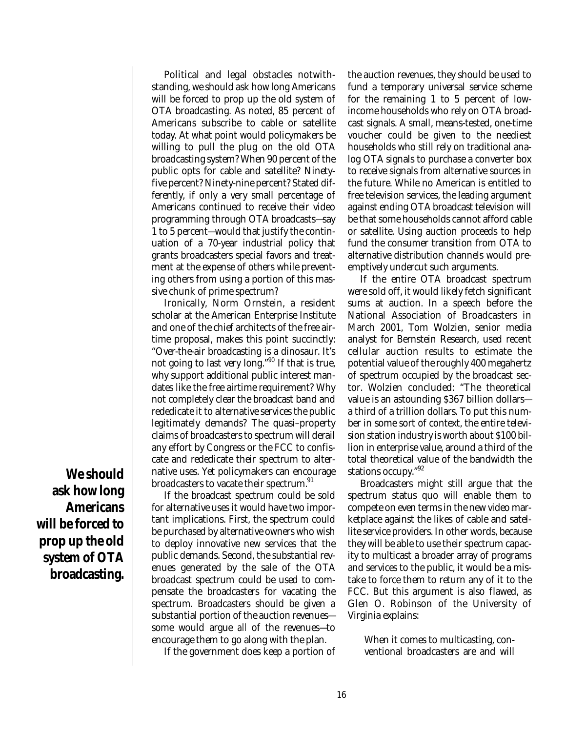Political and legal obstacles notwithstanding, we should ask how long Americans will be forced to prop up the old system of OTA broadcasting. As noted, 85 percent of Americans subscribe to cable or satellite today. At what point would policymakers be willing to pull the plug on the old OTA broadcasting system? When 90 percent of the public opts for cable and satellite? Ninety-five percent? Ninety-nine percent? Stated differently, if only a very small percentage of Americans continued to receive their video programming through OTA broadcasts—say 1 to 5 percent—would that justify the continuation of a 70-year industrial policy that grants broadcasters special favors and treatment at the expense of others while preventing others from using a portion of this massive chunk of prime spectrum?

**We should ask how long Americans will be forced to prop up the old system of OTA broadcasting.**

Ironically, Norm Ornstein, a resident scholar at the American Enterprise Institute and one of the chief architects of the free airtime proposal, makes this point succinctly: "Over-the-air broadcasting is a dinosaur. It's not going to last very long."[90] If that is true, why support additional public interest mandates like the free airtime requirement? Why not completely clear the broadcast band and rededicate it to alternative services the public legitimately demands? The quasi–property claims of broadcasters to spectrum will derail any effort by Congress or the FCC to confiscate and rededicate their spectrum to alternative uses. Yet policymakers can encourage broadcasters to vacate their spectrum.[91]

If the broadcast spectrum could be sold for alternative uses it would have two important implications. First, the spectrum could be purchased by alternative owners who wish to deploy innovative new services that the public demands. Second, the substantial revenues generated by the sale of the OTA broadcast spectrum could be used to compensate the broadcasters for vacating the spectrum. Broadcasters should be given a substantial portion of the auction revenues—some would argue *all* of the revenues—to encourage them to go along with the plan.

If the government does keep a portion of the auction revenues, they should be used to fund a temporary universal service scheme for the remaining 1 to 5 percent of low-income households who rely on OTA broadcast signals. A small, means-tested, one-time voucher could be given to the neediest households who still rely on traditional analog OTA signals to purchase a converter box to receive signals from alternative sources in the future. While no American is entitled to free television services, the leading argument against ending OTA broadcast television will be that some households cannot afford cable or satellite. Using auction proceeds to help fund the consumer transition from OTA to alternative distribution channels would preemptively undercut such arguments.

If the entire OTA broadcast spectrum were sold off, it would likely fetch significant sums at auction. In a speech before the National Association of Broadcasters in March 2001, Tom Wolzien, senior media analyst for Bernstein Research, used recent cellular auction results to estimate the potential value of the roughly 400 megahertz of spectrum occupied by the broadcast sector. Wolzien concluded: "The theoretical value is an astounding $367 billion dollars—a third of a trillion dollars. To put this number in some sort of context, the entire television station industry is worth about $100 billion in enterprise value, around a third of the total theoretical value of the bandwidth the stations occupy."[92]

Broadcasters might still argue that the spectrum status quo will enable them to compete on even terms in the new video marketplace against the likes of cable and satellite service providers. In other words, because they will be able to use their spectrum capacity to multicast a broader array of programs and services to the public, it would be a mistake to force them to return any of it to the FCC. But this argument is also flawed, as Glen O. Robinson of the University of Virginia explains:

> When it comes to multicasting, conventional broadcasters are and will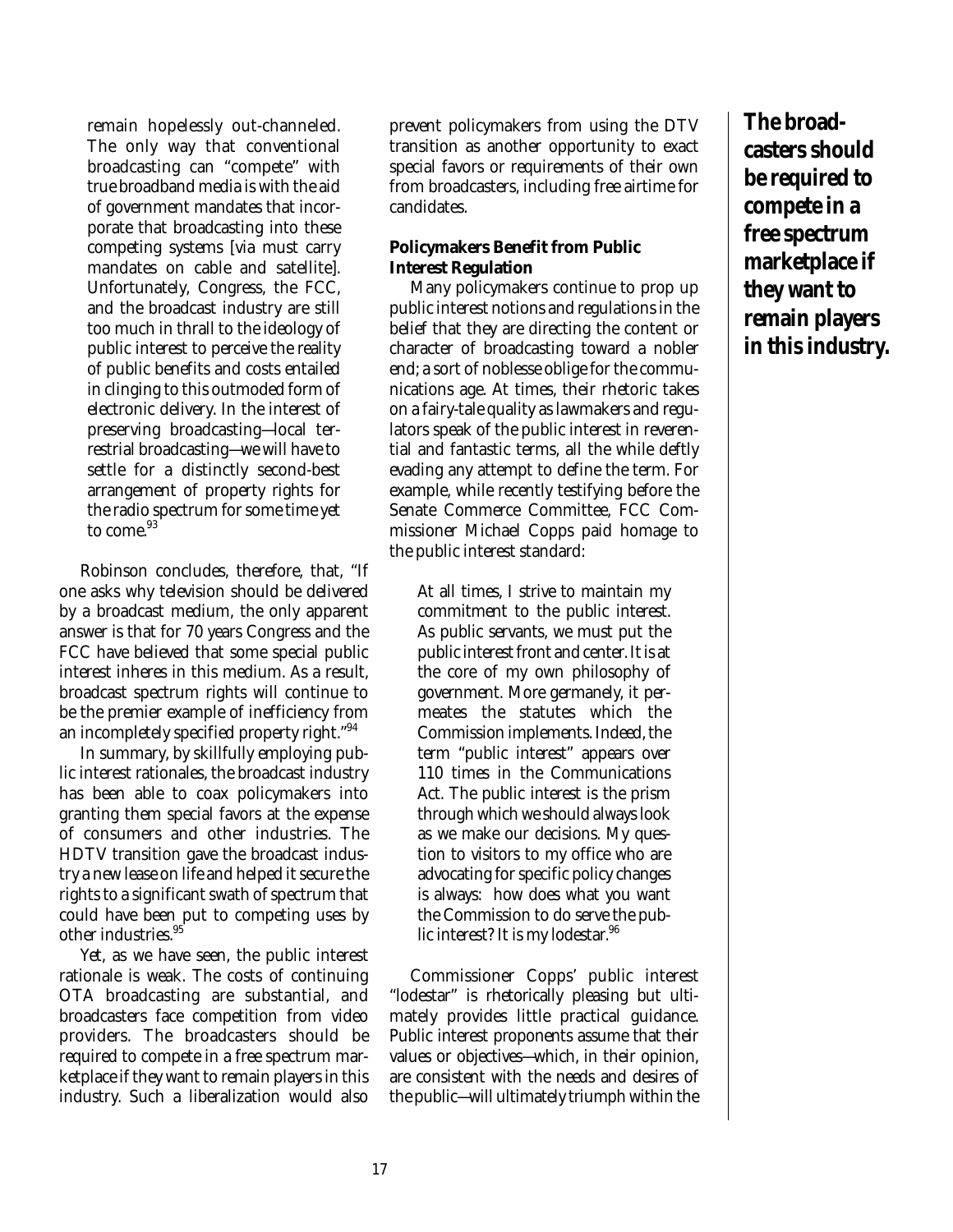> remain hopelessly out-channeled. The only way that conventional broadcasting can "compete" with true broadband media is with the aid of government mandates that incorporate that broadcasting into these competing systems [via must carry mandates on cable and satellite]. Unfortunately, Congress, the FCC, and the broadcast industry are still too much in thrall to the ideology of public interest to perceive the reality of public benefits and costs entailed in clinging to this outmoded form of electronic delivery. In the interest of preserving broadcasting—local terrestrial broadcasting—we will have to settle for a distinctly second-best arrangement of property rights for the radio spectrum for some time yet to come.[93]

Robinson concludes, therefore, that, "If one asks why television should be delivered by a broadcast medium, the only apparent answer is that for 70 years Congress and the FCC have believed that some special public interest inheres in this medium. As a result, broadcast spectrum rights will continue to be the premier example of inefficiency from an incompletely specified property right."[94]

In summary, by skillfully employing public interest rationales, the broadcast industry has been able to coax policymakers into granting them special favors at the expense of consumers and other industries. The HDTV transition gave the broadcast industry a new lease on life and helped it secure the rights to a significant swath of spectrum that could have been put to competing uses by other industries.[95]

Yet, as we have seen, the public interest rationale is weak. The costs of continuing OTA broadcasting are substantial, and broadcasters face competition from video providers. The broadcasters should be required to compete in a free spectrum marketplace if they want to remain players in this industry. Such a liberalization would also prevent policymakers from using the DTV transition as another opportunity to exact special favors or requirements of their own from broadcasters, including free airtime for candidates.

**Policymakers Benefit from Public Interest Regulation**

Many policymakers continue to prop up public interest notions and regulations in the belief that they are directing the content or character of broadcasting toward a nobler end; a sort of noblesse oblige for the communications age. At times, their rhetoric takes on a fairy-tale quality as lawmakers and regulators speak of the public interest in reverential and fantastic terms, all the while deftly evading any attempt to define the term. For example, while recently testifying before the Senate Commerce Committee, FCC Commissioner Michael Copps paid homage to the public interest standard:

> At all times, I strive to maintain my commitment to the public interest. As public servants, we must put the public interest front and center. It is at the core of my own philosophy of government. More germanely, it permeates the statutes which the Commission implements. Indeed, the term "public interest" appears over 110 times in the Communications Act. The public interest is the prism through which we should always look as we make our decisions. My question to visitors to my office who are advocating for specific policy changes is always: how does what you want the Commission to do serve the public interest? It is my lodestar.[96]

Commissioner Copps' public interest "lodestar" is rhetorically pleasing but ultimately provides little practical guidance. Public interest proponents assume that their values or objectives—which, in their opinion, are consistent with the needs and desires of the public—will ultimately triumph within the

**The broadcasters should be required to compete in a free spectrum marketplace if they want to remain players in this industry.**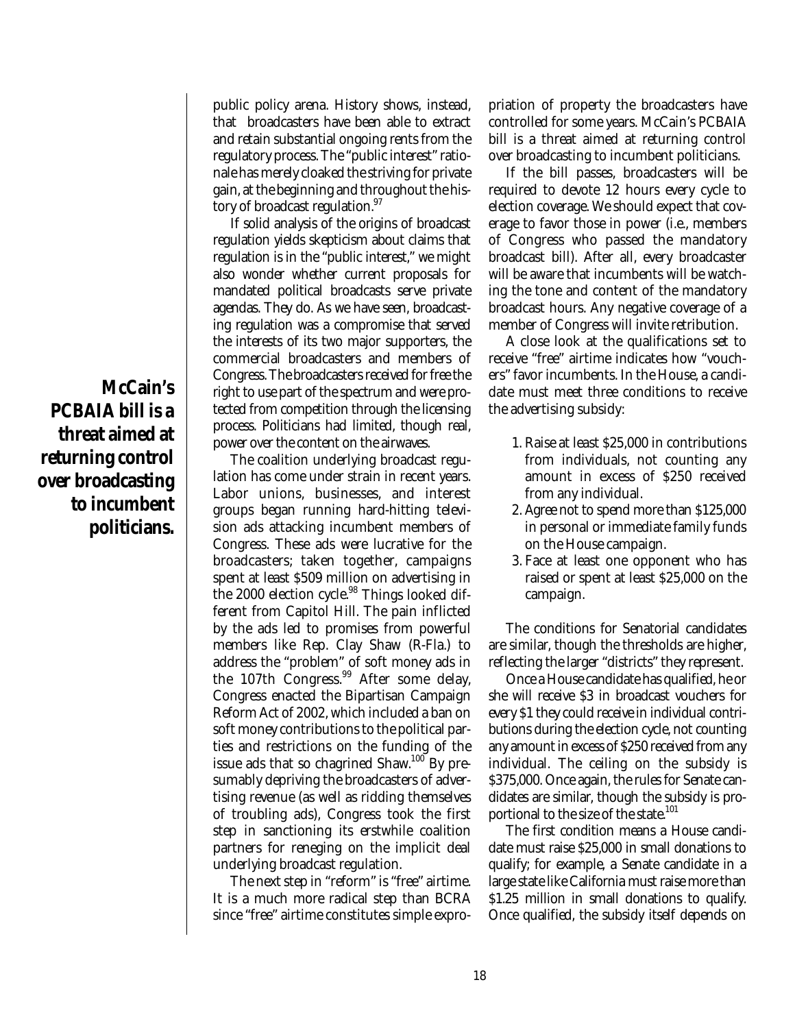public policy arena. History shows, instead, that broadcasters have been able to extract and retain substantial ongoing rents from the regulatory process. The "public interest" rationale has merely cloaked the striving for private gain, at the beginning and throughout the history of broadcast regulation.[97]

If solid analysis of the origins of broadcast regulation yields skepticism about claims that regulation is in the "public interest," we might also wonder whether current proposals for mandated political broadcasts serve private agendas. They do. As we have seen, broadcasting regulation was a compromise that served the interests of its two major supporters, the commercial broadcasters and members of Congress. The broadcasters received for free the right to use part of the spectrum and were protected from competition through the licensing process. Politicians had limited, though real, power over the content on the airwaves.

**McCain's PCBAIA bill is a threat aimed at returning control over broadcasting to incumbent politicians.**

The coalition underlying broadcast regulation has come under strain in recent years. Labor unions, businesses, and interest groups began running hard-hitting television ads attacking incumbent members of Congress. These ads were lucrative for the broadcasters; taken together, campaigns spent at least $509 million on advertising in the 2000 election cycle.[98] Things looked different from Capitol Hill. The pain inflicted by the ads led to promises from powerful members like Rep. Clay Shaw (R-Fla.) to address the "problem" of soft money ads in the 107th Congress.[99] After some delay, Congress enacted the Bipartisan Campaign Reform Act of 2002, which included a ban on soft money contributions to the political parties and restrictions on the funding of the issue ads that so chagrined Shaw.[100] By presumably depriving the broadcasters of advertising revenue (as well as ridding themselves of troubling ads), Congress took the first step in sanctioning its erstwhile coalition partners for reneging on the implicit deal underlying broadcast regulation.

The next step in "reform" is "free" airtime. It is a much more radical step than BCRA since "free" airtime constitutes simple expropriation of property the broadcasters have controlled for some years. McCain's PCBAIA bill is a threat aimed at returning control over broadcasting to incumbent politicians.

If the bill passes, broadcasters will be required to devote 12 hours every cycle to election coverage. We should expect that coverage to favor those in power (i.e., members of Congress who passed the mandatory broadcast bill). After all, every broadcaster will be aware that incumbents will be watching the tone and content of the mandatory broadcast hours. Any negative coverage of a member of Congress will invite retribution.

A close look at the qualifications set to receive "free" airtime indicates how "vouchers" favor incumbents. In the House, a candidate must meet three conditions to receive the advertising subsidy:

1. Raise at least $25,000 in contributions from individuals, not counting any amount in excess of $250 received from any individual.
2. Agree not to spend more than $125,000 in personal or immediate family funds on the House campaign.
3. Face at least one opponent who has raised or spent at least $25,000 on the campaign.

The conditions for Senatorial candidates are similar, though the thresholds are higher, reflecting the larger "districts" they represent.

Once a House candidate has qualified, he or she will receive $3 in broadcast vouchers for every $1 they could receive in individual contributions during the election cycle, not counting any amount in excess of $250 received from any individual. The ceiling on the subsidy is $375,000. Once again, the rules for Senate candidates are similar, though the subsidy is proportional to the size of the state.[101]

The first condition means a House candidate must raise $25,000 in small donations to qualify; for example, a Senate candidate in a large state like California must raise more than $1.25 million in small donations to qualify. Once qualified, the subsidy itself depends on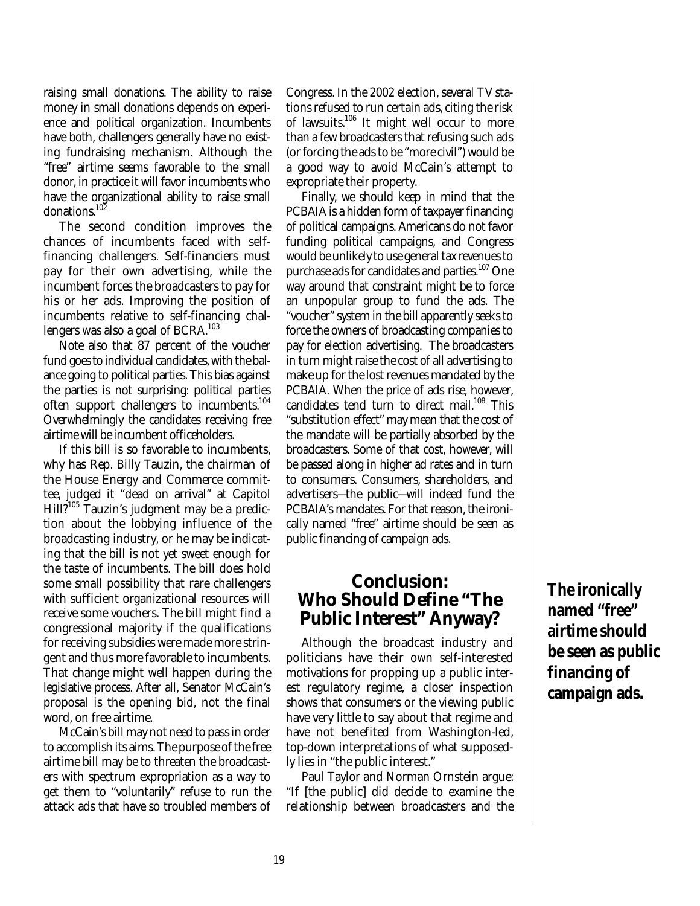raising small donations. The ability to raise money in small donations depends on experience and political organization. Incumbents have both, challengers generally have no existing fundraising mechanism. Although the "free" airtime seems favorable to the small donor, in practice it will favor incumbents who have the organizational ability to raise small donations.[102]

The second condition improves the chances of incumbents faced with self-financing challengers. Self-financiers must pay for their own advertising, while the incumbent forces the broadcasters to pay for his or her ads. Improving the position of incumbents relative to self-financing challengers was also a goal of BCRA.[103]

Note also that 87 percent of the voucher fund goes to individual candidates, with the balance going to political parties. This bias against the parties is not surprising: political parties often support challengers to incumbents.[104] Overwhelmingly the candidates receiving free airtime will be incumbent officeholders.

If this bill is so favorable to incumbents, why has Rep. Billy Tauzin, the chairman of the House Energy and Commerce committee, judged it "dead on arrival" at Capitol Hill?[105] Tauzin's judgment may be a prediction about the lobbying influence of the broadcasting industry, or he may be indicating that the bill is not yet sweet enough for the taste of incumbents. The bill does hold some small possibility that rare challengers with sufficient organizational resources will receive some vouchers. The bill might find a congressional majority if the qualifications for receiving subsidies were made more stringent and thus more favorable to incumbents. That change might well happen during the legislative process. After all, Senator McCain's proposal is the opening bid, not the final word, on free airtime.

McCain's bill may not need to pass in order to accomplish its aims. The purpose of the free airtime bill may be to threaten the broadcasters with spectrum expropriation as a way to get them to "voluntarily" refuse to run the attack ads that have so troubled members of Congress. In the 2002 election, several TV stations refused to run certain ads, citing the risk of lawsuits.[106] It might well occur to more than a few broadcasters that refusing such ads (or forcing the ads to be "more civil") would be a good way to avoid McCain's attempt to expropriate their property.

Finally, we should keep in mind that the PCBAIA is a hidden form of taxpayer financing of political campaigns. Americans do not favor funding political campaigns, and Congress would be unlikely to use general tax revenues to purchase ads for candidates and parties.[107] One way around that constraint might be to force an unpopular group to fund the ads. The "voucher" system in the bill apparently seeks to force the owners of broadcasting companies to pay for election advertising. The broadcasters in turn might raise the cost of all advertising to make up for the lost revenues mandated by the PCBAIA. When the price of ads rise, however, candidates tend turn to direct mail.[108] This "substitution effect" may mean that the cost of the mandate will be partially absorbed by the broadcasters. Some of that cost, however, will be passed along in higher ad rates and in turn to consumers. Consumers, shareholders, and advertisers—the public—will indeed fund the PCBAIA's mandates. For that reason, the ironically named "free" airtime should be seen as public financing of campaign ads.

**The ironically named "free" airtime should be seen as public financing of campaign ads.**

## Conclusion: Who Should Define "The Public Interest" Anyway?

Although the broadcast industry and politicians have their own self-interested motivations for propping up a public interest regulatory regime, a closer inspection shows that consumers or the viewing public have very little to say about that regime and have not benefited from Washington-led, top-down interpretations of what supposedly lies in "the public interest."

Paul Taylor and Norman Ornstein argue: "If [the public] did decide to examine the relationship between broadcasters and the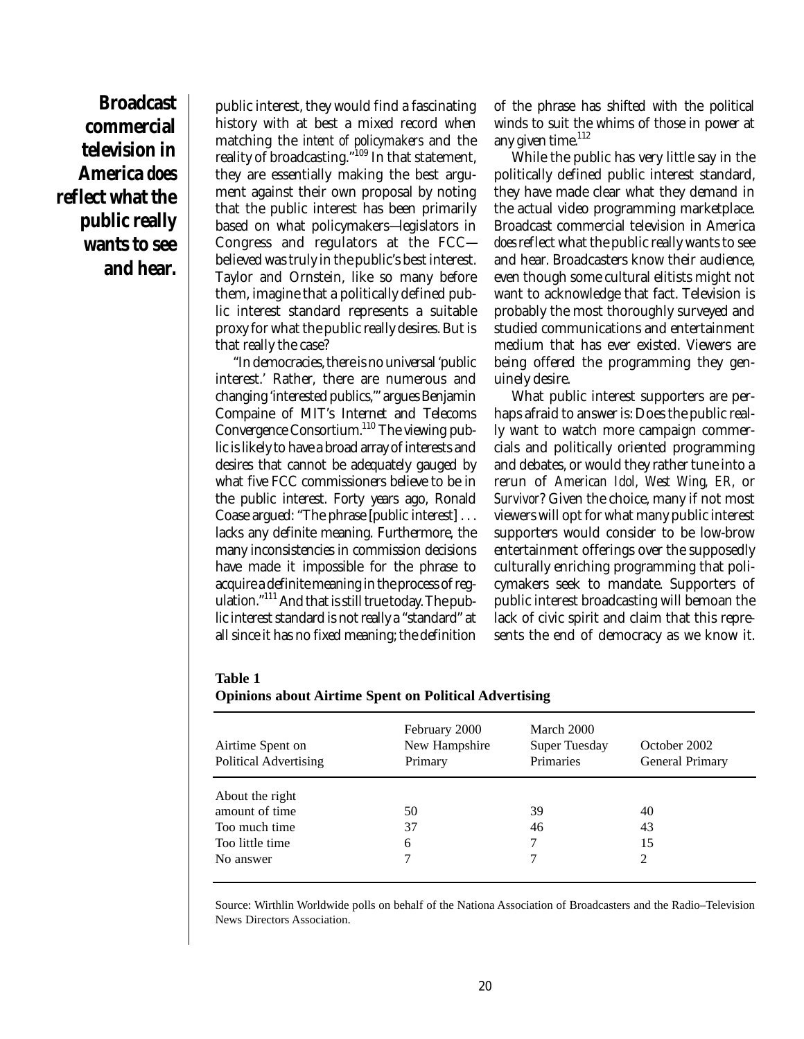**Broadcast commercial television in America *does* reflect what the public really wants to see and hear.**

public interest, they would find a fascinating history with at best a mixed record when matching the *intent of policymakers* and the reality of broadcasting."[109] In that statement, they are essentially making the best argument against their own proposal by noting that the public interest has been primarily based on what policymakers—legislators in Congress and regulators at the FCC—believed was truly in the public's best interest. Taylor and Ornstein, like so many before them, imagine that a politically defined public interest standard represents a suitable proxy for what the public really desires. But is that really the case?

"In democracies, there is no universal 'public interest.' Rather, there are numerous and changing 'interested publics,'" argues Benjamin Compaine of MIT's Internet and Telecoms Convergence Consortium.[110] The viewing public is likely to have a broad array of interests and desires that cannot be adequately gauged by what five FCC commissioners believe to be in the public interest. Forty years ago, Ronald Coase argued: "The phrase [public interest] . . . lacks any definite meaning. Furthermore, the many inconsistencies in commission decisions have made it impossible for the phrase to acquire a definite meaning in the process of regulation."[111] And that is still true today. The public interest standard is not really a "standard" at all since it has no fixed meaning; the definition of the phrase has shifted with the political winds to suit the whims of those in power at any given time.[112]

While the public has very little say in the politically defined public interest standard, they have made clear what they demand in the actual video programming marketplace. Broadcast commercial television in America *does* reflect what the public really wants to see and hear. Broadcasters know their audience, even though some cultural elitists might not want to acknowledge that fact. Television is probably the most thoroughly surveyed and studied communications and entertainment medium that has ever existed. Viewers are being offered the programming they genuinely desire.

What public interest supporters are perhaps afraid to answer is: Does the public really want to watch more campaign commercials and politically oriented programming and debates, or would they rather tune into a rerun of *American Idol, West Wing, ER,* or *Survivor*? Given the choice, many if not most viewers will opt for what many public interest supporters would consider to be low-brow entertainment offerings over the supposedly culturally enriching programming that policymakers seek to mandate. Supporters of public interest broadcasting will bemoan the lack of civic spirit and claim that this represents the end of democracy as we know it.

**Table 1**
**Opinions about Airtime Spent on Political Advertising**

| Airtime Spent on Political Advertising | February 2000 New Hampshire Primary | March 2000 Super Tuesday Primaries | October 2002 General Primary |
|---|---|---|---|
| About the right amount of time | 50 | 39 | 40 |
| Too much time | 37 | 46 | 43 |
| Too little time | 6 | 7 | 15 |
| No answer | 7 | 7 | 2 |

Source: Wirthlin Worldwide polls on behalf of the Nationa Association of Broadcasters and the Radio–Television News Directors Association.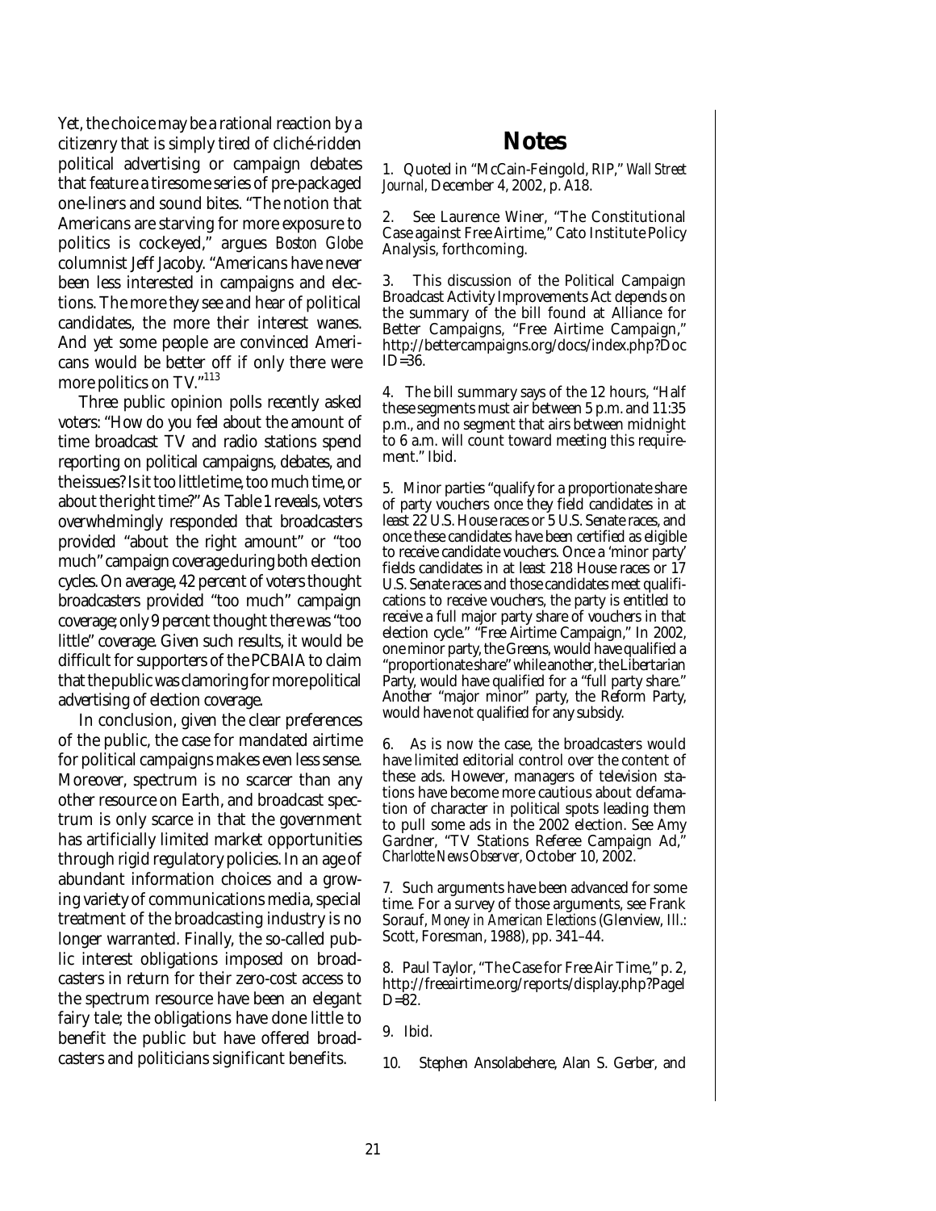Yet, the choice may be a rational reaction by a citizenry that is simply tired of cliché-ridden political advertising or campaign debates that feature a tiresome series of pre-packaged one-liners and sound bites. "The notion that Americans are starving for more exposure to politics is cockeyed," argues *Boston Globe* columnist Jeff Jacoby. "Americans have never been less interested in campaigns and elections. The more they see and hear of political candidates, the more their interest wanes. And yet some people are convinced Americans would be better off if only there were more politics on TV."[113]

Three public opinion polls recently asked voters: "How do you feel about the amount of time broadcast TV and radio stations spend reporting on political campaigns, debates, and the issues? Is it too little time, too much time, or about the right time?" As Table 1 reveals, voters overwhelmingly responded that broadcasters provided "about the right amount" or "too much" campaign coverage during both election cycles. On average, 42 percent of voters thought broadcasters provided "too much" campaign coverage; only 9 percent thought there was "too little" coverage. Given such results, it would be difficult for supporters of the PCBAIA to claim that the public was clamoring for more political advertising of election coverage.

In conclusion, given the clear preferences of the public, the case for mandated airtime for political campaigns makes even less sense. Moreover, spectrum is no scarcer than any other resource on Earth, and broadcast spectrum is only scarce in that the government has artificially limited market opportunities through rigid regulatory policies. In an age of abundant information choices and a growing variety of communications media, special treatment of the broadcasting industry is no longer warranted. Finally, the so-called public interest obligations imposed on broadcasters in return for their zero-cost access to the spectrum resource have been an elegant fairy tale; the obligations have done little to benefit the public but have offered broadcasters and politicians significant benefits.

## Notes

1. Quoted in "McCain-Feingold, RIP," *Wall Street Journal*, December 4, 2002, p. A18.

2. See Laurence Winer, "The Constitutional Case against Free Airtime," Cato Institute Policy Analysis, forthcoming.

3. This discussion of the Political Campaign Broadcast Activity Improvements Act depends on the summary of the bill found at Alliance for Better Campaigns, "Free Airtime Campaign," http://bettercampaigns.org/docs/index.php?DocID=36.

4. The bill summary says of the 12 hours, "Half these segments must air between 5 p.m. and 11:35 p.m., and no segment that airs between midnight to 6 a.m. will count toward meeting this requirement." Ibid.

5. Minor parties "qualify for a proportionate share of party vouchers once they field candidates in at least 22 U.S. House races or 5 U.S. Senate races, and once these candidates have been certified as eligible to receive candidate vouchers. Once a 'minor party' fields candidates in at least 218 House races or 17 U.S. Senate races and those candidates meet qualifications to receive vouchers, the party is entitled to receive a full major party share of vouchers in that election cycle." "Free Airtime Campaign," In 2002, one minor party, the Greens, would have qualified a "proportionate share" while another, the Libertarian Party, would have qualified for a "full party share." Another "major minor" party, the Reform Party, would have not qualified for any subsidy.

6. As is now the case, the broadcasters would have limited editorial control over the content of these ads. However, managers of television stations have become more cautious about defamation of character in political spots leading them to pull some ads in the 2002 election. See Amy Gardner, "TV Stations Referee Campaign Ad," *Charlotte News Observer*, October 10, 2002.

7. Such arguments have been advanced for some time. For a survey of those arguments, see Frank Sorauf, *Money in American Elections* (Glenview, Ill.: Scott, Foresman, 1988), pp. 341–44.

8. Paul Taylor, "The Case for Free Air Time," p. 2, http://freeairtime.org/reports/display.php?PageID=82.

9. Ibid.

10. Stephen Ansolabehere, Alan S. Gerber, and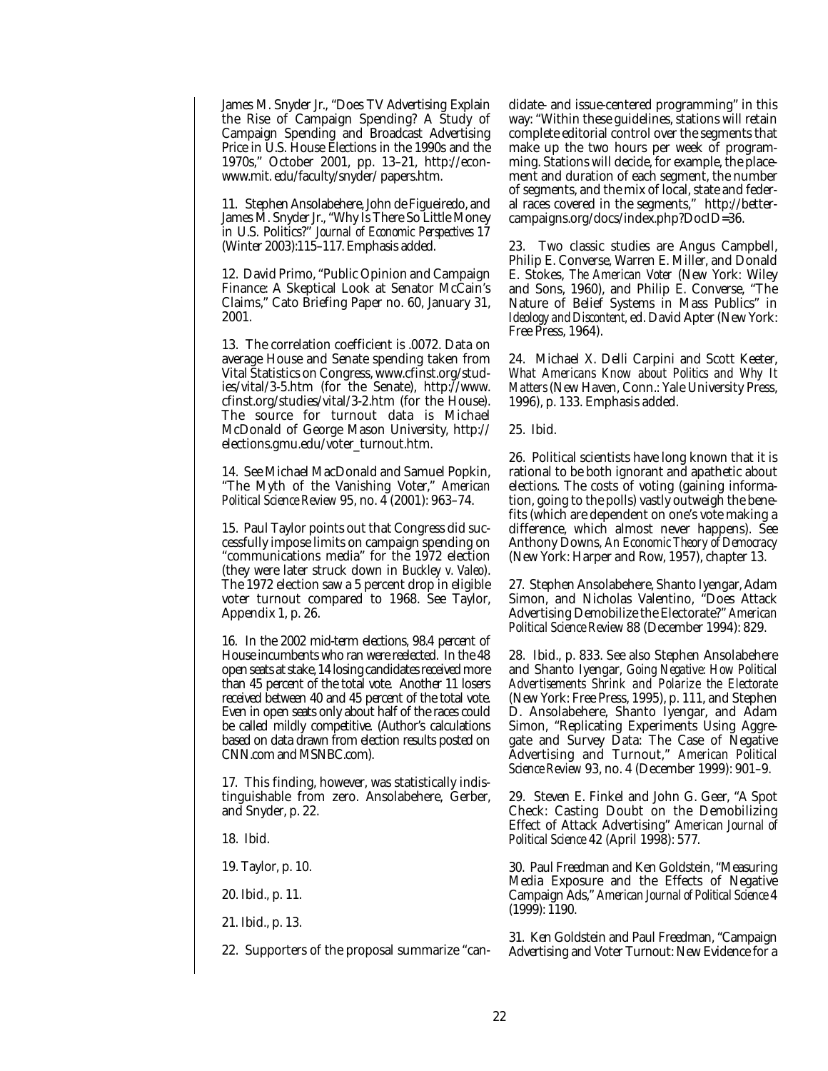James M. Snyder Jr., "Does TV Advertising Explain the Rise of Campaign Spending? A Study of Campaign Spending and Broadcast Advertising Price in U.S. House Elections in the 1990s and the 1970s," October 2001, pp. 13–21, http://econ-www.mit. edu/faculty/snyder/ papers.htm.

11. Stephen Ansolabehere, John de Figueiredo, and James M. Snyder Jr., "Why Is There So Little Money in U.S. Politics?" *Journal of Economic Perspectives* 17 (Winter 2003):115–117. Emphasis added.

12. David Primo, "Public Opinion and Campaign Finance: A Skeptical Look at Senator McCain's Claims," Cato Briefing Paper no. 60, January 31, 2001.

13. The correlation coefficient is .0072. Data on average House and Senate spending taken from Vital Statistics on Congress, www.cfinst.org/studies/vital/3-5.htm (for the Senate), http://www. cfinst.org/studies/vital/3-2.htm (for the House). The source for turnout data is Michael McDonald of George Mason University, http:// elections.gmu.edu/voter_turnout.htm.

14. See Michael MacDonald and Samuel Popkin, "The Myth of the Vanishing Voter," *American Political Science Review* 95, no. 4 (2001): 963–74.

15. Paul Taylor points out that Congress did successfully impose limits on campaign spending on "communications media" for the 1972 election (they were later struck down in *Buckley v. Valeo*). The 1972 election saw a 5 percent drop in eligible voter turnout compared to 1968. See Taylor, Appendix 1, p. 26.

16. In the 2002 mid-term elections, 98.4 percent of House incumbents who ran were reelected. In the 48 open seats at stake, 14 losing candidates received more than 45 percent of the total vote. Another 11 losers received between 40 and 45 percent of the total vote. Even in open seats only about half of the races could be called mildly competitive. (Author's calculations based on data drawn from election results posted on CNN.com and MSNBC.com).

17. This finding, however, was statistically indistinguishable from zero. Ansolabehere, Gerber, and Snyder, p. 22.

18. Ibid.

19. Taylor, p. 10.

20. Ibid., p. 11.

21. Ibid., p. 13.

22. Supporters of the proposal summarize "candidate- and issue-centered programming" in this way: "Within these guidelines, stations will retain complete editorial control over the segments that make up the two hours per week of programming. Stations will decide, for example, the placement and duration of each segment, the number of segments, and the mix of local, state and federal races covered in the segments," http://bettercampaigns.org/docs/index.php?DocID=36.

23. Two classic studies are Angus Campbell, Philip E. Converse, Warren E. Miller, and Donald E. Stokes, *The American Voter* (New York: Wiley and Sons, 1960), and Philip E. Converse, "The Nature of Belief Systems in Mass Publics" in *Ideology and Discontent*, ed. David Apter (New York: Free Press, 1964).

24. Michael X. Delli Carpini and Scott Keeter, *What Americans Know about Politics and Why It Matters* (New Haven, Conn.: Yale University Press, 1996), p. 133. Emphasis added.

25. Ibid.

26. Political scientists have long known that it is rational to be both ignorant and apathetic about elections. The costs of voting (gaining information, going to the polls) vastly outweigh the benefits (which are dependent on one's vote making a difference, which almost never happens). See Anthony Downs, *An Economic Theory of Democracy* (New York: Harper and Row, 1957), chapter 13.

27. Stephen Ansolabehere, Shanto Iyengar, Adam Simon, and Nicholas Valentino, "Does Attack Advertising Demobilize the Electorate?" *American Political Science Review* 88 (December 1994): 829.

28. Ibid., p. 833. See also Stephen Ansolabehere and Shanto Iyengar, *Going Negative: How Political Advertisements Shrink and Polarize the Electorate* (New York: Free Press, 1995), p. 111, and Stephen D. Ansolabehere, Shanto Iyengar, and Adam Simon, "Replicating Experiments Using Aggregate and Survey Data: The Case of Negative Advertising and Turnout," *American Political Science Review* 93, no. 4 (December 1999): 901–9.

29. Steven E. Finkel and John G. Geer, "A Spot Check: Casting Doubt on the Demobilizing Effect of Attack Advertising" *American Journal of Political Science* 42 (April 1998): 577.

30. Paul Freedman and Ken Goldstein, "Measuring Media Exposure and the Effects of Negative Campaign Ads," *American Journal of Political Science* 4 (1999): 1190.

31. Ken Goldstein and Paul Freedman, "Campaign Advertising and Voter Turnout: New Evidence for a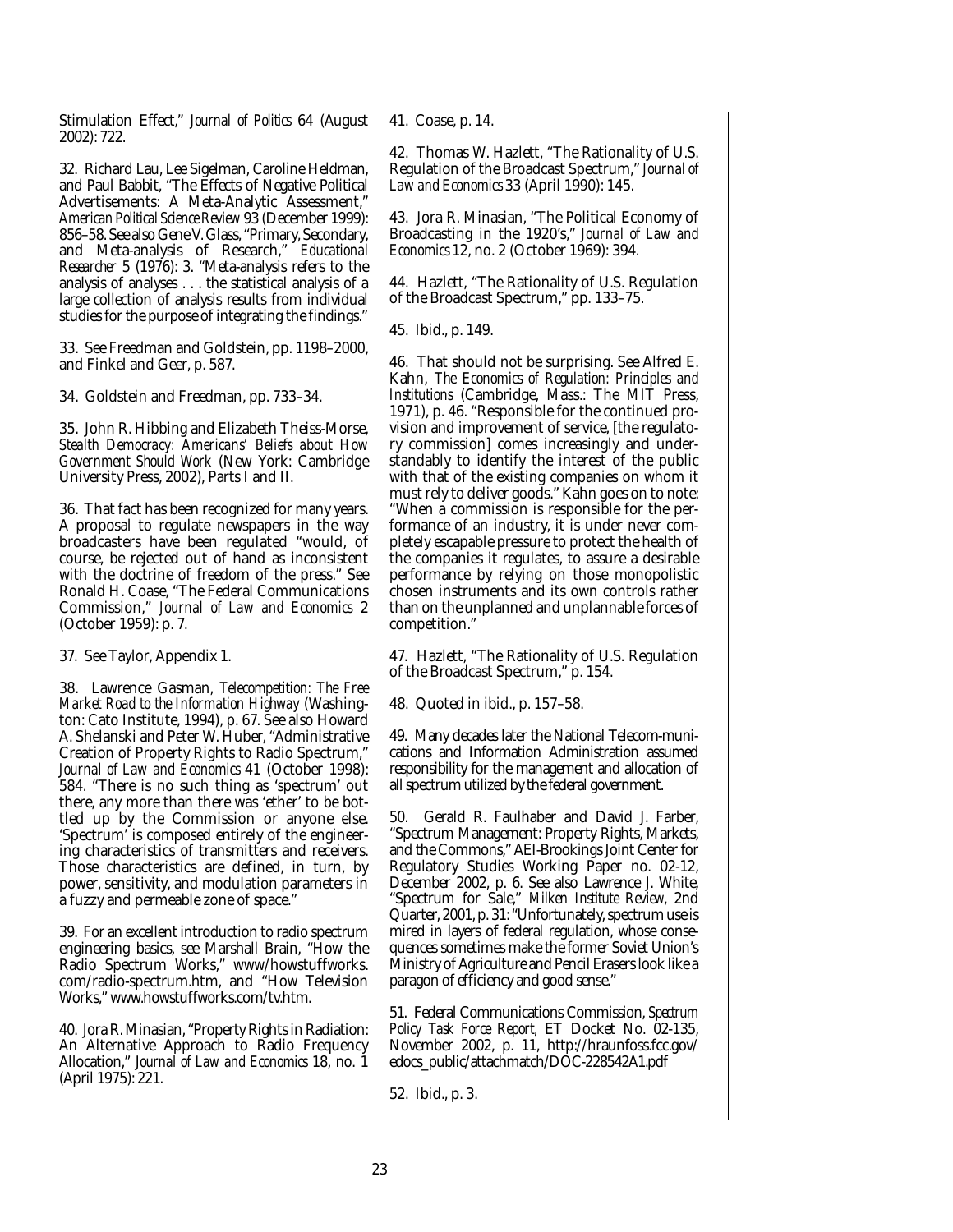Stimulation Effect," *Journal of Politics* 64 (August 2002): 722.

32. Richard Lau, Lee Sigelman, Caroline Heldman, and Paul Babbit, "The Effects of Negative Political Advertisements: A Meta-Analytic Assessment," *American Political Science Review* 93 (December 1999): 856–58. See also Gene V. Glass, "Primary, Secondary, and Meta-analysis of Research," *Educational Researcher* 5 (1976): 3. "Meta-analysis refers to the analysis of analyses . . . the statistical analysis of a large collection of analysis results from individual studies for the purpose of integrating the findings."

33. See Freedman and Goldstein, pp. 1198–2000, and Finkel and Geer, p. 587.

34. Goldstein and Freedman, pp. 733–34.

35. John R. Hibbing and Elizabeth Theiss-Morse, *Stealth Democracy: Americans' Beliefs about How Government Should Work* (New York: Cambridge University Press, 2002), Parts I and II.

36. That fact has been recognized for many years. A proposal to regulate newspapers in the way broadcasters have been regulated "would, of course, be rejected out of hand as inconsistent with the doctrine of freedom of the press." See Ronald H. Coase, "The Federal Communications Commission," *Journal of Law and Economics* 2 (October 1959): p. 7.

37. See Taylor, Appendix 1.

38. Lawrence Gasman, *Telecompetition: The Free Market Road to the Information Highway* (Washington: Cato Institute, 1994), p. 67. See also Howard A. Shelanski and Peter W. Huber, "Administrative Creation of Property Rights to Radio Spectrum," *Journal of Law and Economics* 41 (October 1998): 584. "There is no such thing as 'spectrum' out there, any more than there was 'ether' to be bottled up by the Commission or anyone else. 'Spectrum' is composed entirely of the engineering characteristics of transmitters and receivers. Those characteristics are defined, in turn, by power, sensitivity, and modulation parameters in a fuzzy and permeable zone of space."

39. For an excellent introduction to radio spectrum engineering basics, see Marshall Brain, "How the Radio Spectrum Works," www/howstuffworks.com/radio-spectrum.htm, and "How Television Works," www.howstuffworks.com/tv.htm.

40. Jora R. Minasian, "Property Rights in Radiation: An Alternative Approach to Radio Frequency Allocation," *Journal of Law and Economics* 18, no. 1 (April 1975): 221.

41. Coase, p. 14.

42. Thomas W. Hazlett, "The Rationality of U.S. Regulation of the Broadcast Spectrum," *Journal of Law and Economics* 33 (April 1990): 145.

43. Jora R. Minasian, "The Political Economy of Broadcasting in the 1920's," *Journal of Law and Economics* 12, no. 2 (October 1969): 394.

44. Hazlett, "The Rationality of U.S. Regulation of the Broadcast Spectrum," pp. 133–75.

45. Ibid., p. 149.

46. That should not be surprising. See Alfred E. Kahn, *The Economics of Regulation: Principles and Institutions* (Cambridge, Mass.: The MIT Press, 1971), p. 46. "Responsible for the continued provision and improvement of service, [the regulatory commission] comes increasingly and understandably to identify the interest of the public with that of the existing companies on whom it must rely to deliver goods." Kahn goes on to note: "When a commission is responsible for the performance of an industry, it is under never completely escapable pressure to protect the health of the companies it regulates, to assure a desirable performance by relying on those monopolistic chosen instruments and its own controls rather than on the unplanned and unplannable forces of competition."

47. Hazlett, "The Rationality of U.S. Regulation of the Broadcast Spectrum," p. 154.

48. Quoted in ibid., p. 157–58.

49. Many decades later the National Telecom-munications and Information Administration assumed responsibility for the management and allocation of all spectrum utilized by the federal government.

50. Gerald R. Faulhaber and David J. Farber, "Spectrum Management: Property Rights, Markets, and the Commons," AEI-Brookings Joint Center for Regulatory Studies Working Paper no. 02-12, December 2002, p. 6. See also Lawrence J. White, "Spectrum for Sale," *Milken Institute Review*, 2nd Quarter, 2001, p. 31: "Unfortunately, spectrum use is mired in layers of federal regulation, whose consequences sometimes make the former Soviet Union's Ministry of Agriculture and Pencil Erasers look like a paragon of efficiency and good sense."

51. Federal Communications Commission, *Spectrum Policy Task Force Report*, ET Docket No. 02-135, November 2002, p. 11, http://hraunfoss.fcc.gov/edocs_public/attachmatch/DOC-228542A1.pdf

52. Ibid., p. 3.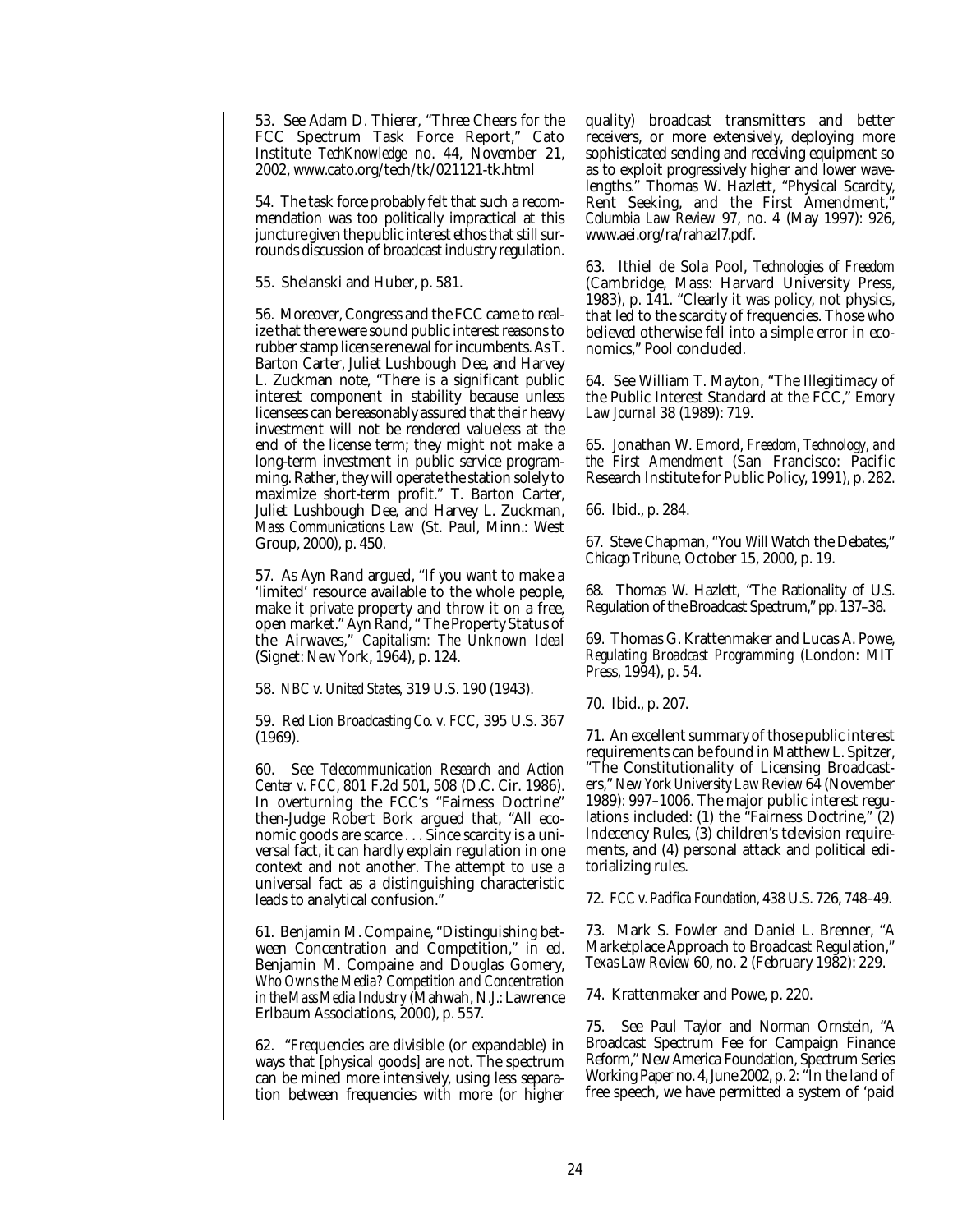53. See Adam D. Thierer, "Three Cheers for the FCC Spectrum Task Force Report," Cato Institute *TechKnowledge* no. 44, November 21, 2002, www.cato.org/tech/tk/021121-tk.html

54. The task force probably felt that such a recommendation was too politically impractical at this juncture given the public interest ethos that still surrounds discussion of broadcast industry regulation.

55. Shelanski and Huber, p. 581.

56. Moreover, Congress and the FCC came to realize that there were sound public interest reasons to rubber stamp license renewal for incumbents. As T. Barton Carter, Juliet Lushbough Dee, and Harvey L. Zuckman note, "There is a significant public interest component in stability because unless licensees can be reasonably assured that their heavy investment will not be rendered valueless at the end of the license term; they might not make a long-term investment in public service programming. Rather, they will operate the station solely to maximize short-term profit." T. Barton Carter, Juliet Lushbough Dee, and Harvey L. Zuckman, *Mass Communications Law* (St. Paul, Minn.: West Group, 2000), p. 450.

57. As Ayn Rand argued, "If you want to make a 'limited' resource available to the whole people, make it private property and throw it on a free, open market." Ayn Rand, "The Property Status of the Airwaves," *Capitalism: The Unknown Ideal* (Signet: New York, 1964), p. 124.

58. *NBC v. United States*, 319 U.S. 190 (1943).

59. *Red Lion Broadcasting Co. v. FCC*, 395 U.S. 367 (1969).

60. See *Telecommunication Research and Action Center v. FCC*, 801 F.2d 501, 508 (D.C. Cir. 1986). In overturning the FCC's "Fairness Doctrine" then-Judge Robert Bork argued that, "All economic goods are scarce . . . Since scarcity is a universal fact, it can hardly explain regulation in one context and not another. The attempt to use a universal fact as a distinguishing characteristic leads to analytical confusion."

61. Benjamin M. Compaine, "Distinguishing between Concentration and Competition," in ed. Benjamin M. Compaine and Douglas Gomery, *Who Owns the Media? Competition and Concentration in the Mass Media Industry* (Mahwah, N.J.: Lawrence Erlbaum Associations, 2000), p. 557.

62. "Frequencies are divisible (or expandable) in ways that [physical goods] are not. The spectrum can be mined more intensively, using less separation between frequencies with more (or higher quality) broadcast transmitters and better receivers, or more extensively, deploying more sophisticated sending and receiving equipment so as to exploit progressively higher and lower wavelengths." Thomas W. Hazlett, "Physical Scarcity, Rent Seeking, and the First Amendment," *Columbia Law Review* 97, no. 4 (May 1997): 926, www.aei.org/ra/rahazl7.pdf.

63. Ithiel de Sola Pool, *Technologies of Freedom* (Cambridge, Mass: Harvard University Press, 1983), p. 141. "Clearly it was policy, not physics, that led to the scarcity of frequencies. Those who believed otherwise fell into a simple error in economics," Pool concluded.

64. See William T. Mayton, "The Illegitimacy of the Public Interest Standard at the FCC," *Emory Law Journal* 38 (1989): 719.

65. Jonathan W. Emord, *Freedom, Technology, and the First Amendment* (San Francisco: Pacific Research Institute for Public Policy, 1991), p. 282.

66. Ibid., p. 284.

67. Steve Chapman, "You *Will* Watch the Debates," *Chicago Tribune*, October 15, 2000, p. 19.

68. Thomas W. Hazlett, "The Rationality of U.S. Regulation of the Broadcast Spectrum," pp. 137–38.

69. Thomas G. Krattenmaker and Lucas A. Powe, *Regulating Broadcast Programming* (London: MIT Press, 1994), p. 54.

70. Ibid., p. 207.

71. An excellent summary of those public interest requirements can be found in Matthew L. Spitzer, "The Constitutionality of Licensing Broadcasters," *New York University Law Review* 64 (November 1989): 997–1006. The major public interest regulations included: (1) the "Fairness Doctrine," (2) Indecency Rules, (3) children's television requirements, and (4) personal attack and political editorializing rules.

72. *FCC v. Pacifica Foundation*, 438 U.S. 726, 748–49.

73. Mark S. Fowler and Daniel L. Brenner, "A Marketplace Approach to Broadcast Regulation," *Texas Law Review* 60, no. 2 (February 1982): 229.

74. Krattenmaker and Powe, p. 220.

75. See Paul Taylor and Norman Ornstein, "A Broadcast Spectrum Fee for Campaign Finance Reform," New America Foundation, Spectrum Series Working Paper no. 4, June 2002, p. 2: "In the land of free speech, we have permitted a system of 'paid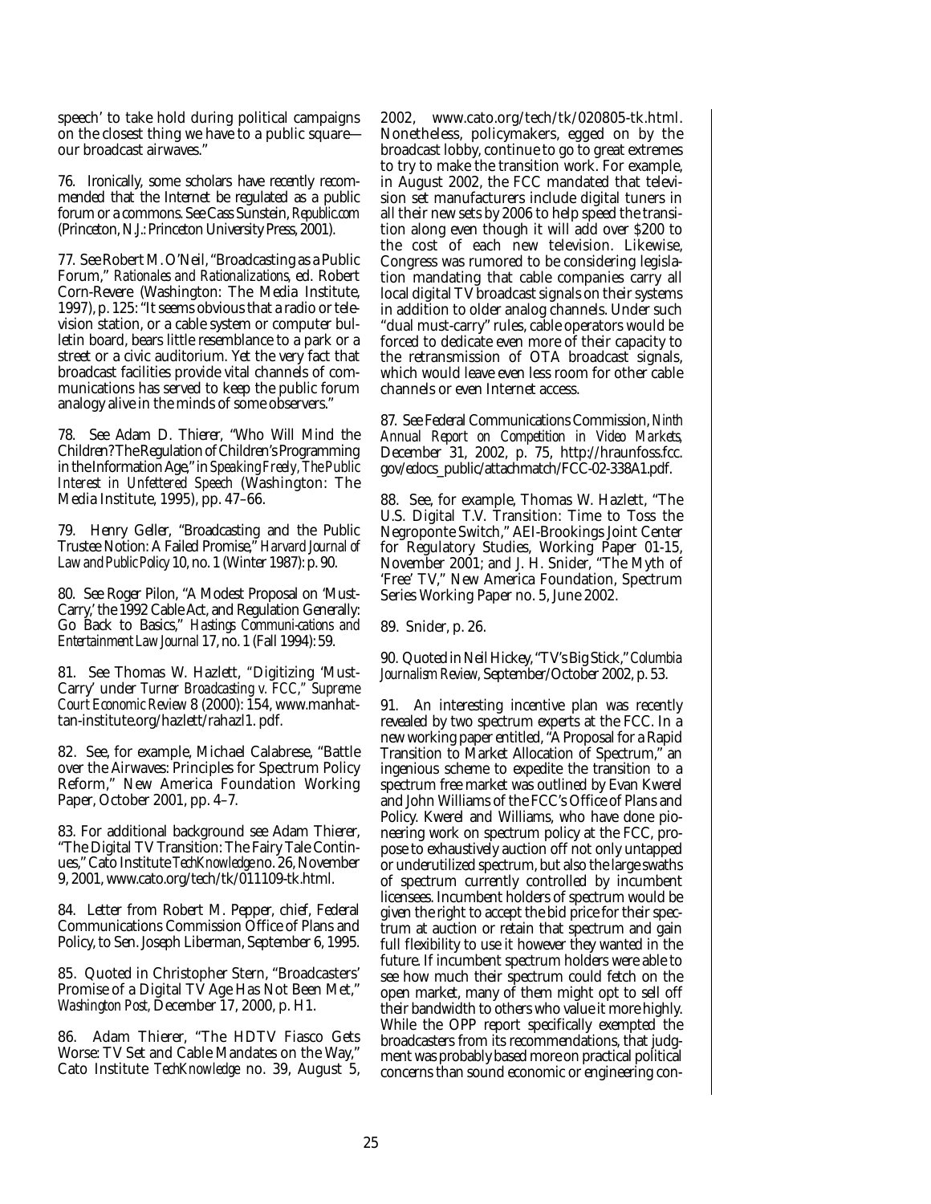speech' to take hold during political campaigns on the closest thing we have to a public square—our broadcast airwaves."

76. Ironically, some scholars have recently recommended that the Internet be regulated as a public forum or a commons. See Cass Sunstein, *Republic.com* (Princeton, N.J.: Princeton University Press, 2001).

77. See Robert M. O'Neil, "Broadcasting as a Public Forum," *Rationales and Rationalizations*, ed. Robert Corn-Revere (Washington: The Media Institute, 1997), p. 125: "It seems obvious that a radio or television station, or a cable system or computer bulletin board, bears little resemblance to a park or a street or a civic auditorium. Yet the very fact that broadcast facilities provide vital channels of communications has served to keep the public forum analogy alive in the minds of some observers."

78. See Adam D. Thierer, "Who Will Mind the Children? The Regulation of Children's Programming in the Information Age," in *Speaking Freely, The Public Interest in Unfettered Speech* (Washington: The Media Institute, 1995), pp. 47–66.

79. Henry Geller, "Broadcasting and the Public Trustee Notion: A Failed Promise," *Harvard Journal of Law and Public Policy* 10, no. 1 (Winter 1987): p. 90.

80. See Roger Pilon, "A Modest Proposal on 'Must-Carry,' the 1992 Cable Act, and Regulation Generally: Go Back to Basics," *Hastings Communi-cations and Entertainment Law Journal* 17, no. 1 (Fall 1994): 59.

81. See Thomas W. Hazlett, "Digitizing 'Must-Carry' under *Turner Broadcasting v. FCC*," *Supreme Court Economic Review* 8 (2000): 154, www.manhattan-institute.org/hazlett/rahazl1. pdf.

82. See, for example, Michael Calabrese, "Battle over the Airwaves: Principles for Spectrum Policy Reform," New America Foundation Working Paper, October 2001, pp. 4–7.

83. For additional background see Adam Thierer, "The Digital TV Transition: The Fairy Tale Continues," Cato Institute *TechKnowledge* no. 26, November 9, 2001, www.cato.org/tech/tk/011109-tk.html.

84. Letter from Robert M. Pepper, chief, Federal Communications Commission Office of Plans and Policy, to Sen. Joseph Liberman, September 6, 1995.

85. Quoted in Christopher Stern, "Broadcasters' Promise of a Digital TV Age Has Not Been Met," *Washington Post*, December 17, 2000, p. H1.

86. Adam Thierer, "The HDTV Fiasco Gets Worse: TV Set and Cable Mandates on the Way," Cato Institute *TechKnowledge* no. 39, August 5, 2002, www.cato.org/tech/tk/020805-tk.html. Nonetheless, policymakers, egged on by the broadcast lobby, continue to go to great extremes to try to make the transition work. For example, in August 2002, the FCC mandated that television set manufacturers include digital tuners in all their new sets by 2006 to help speed the transition along even though it will add over $200 to the cost of each new television. Likewise, Congress was rumored to be considering legislation mandating that cable companies carry all local digital TV broadcast signals on their systems in addition to older analog channels. Under such "dual must-carry" rules, cable operators would be forced to dedicate even more of their capacity to the retransmission of OTA broadcast signals, which would leave even less room for other cable channels or even Internet access.

87. See Federal Communications Commission, *Ninth Annual Report on Competition in Video Markets*, December 31, 2002, p. 75, http://hraunfoss.fcc.gov/edocs_public/attachmatch/FCC-02-338A1.pdf.

88. See, for example, Thomas W. Hazlett, "The U.S. Digital T.V. Transition: Time to Toss the Negroponte Switch," AEI-Brookings Joint Center for Regulatory Studies, Working Paper 01-15, November 2001; and J. H. Snider, "The Myth of 'Free' TV," New America Foundation, Spectrum Series Working Paper no. 5, June 2002.

89. Snider, p. 26.

90. Quoted in Neil Hickey, "TV's Big Stick," *Columbia Journalism Review*, September/October 2002, p. 53.

91. An interesting incentive plan was recently revealed by two spectrum experts at the FCC. In a new working paper entitled, "A Proposal for a Rapid Transition to Market Allocation of Spectrum," an ingenious scheme to expedite the transition to a spectrum free market was outlined by Evan Kwerel and John Williams of the FCC's Office of Plans and Policy. Kwerel and Williams, who have done pioneering work on spectrum policy at the FCC, propose to exhaustively auction off not only untapped or underutilized spectrum, but also the large swaths of spectrum currently controlled by incumbent licensees. Incumbent holders of spectrum would be given the right to accept the bid price for their spectrum at auction or retain that spectrum and gain full flexibility to use it however they wanted in the future. If incumbent spectrum holders were able to see how much their spectrum could fetch on the open market, many of them might opt to sell off their bandwidth to others who value it more highly. While the OPP report specifically exempted the broadcasters from its recommendations, that judgment was probably based more on practical political concerns than sound economic or engineering con-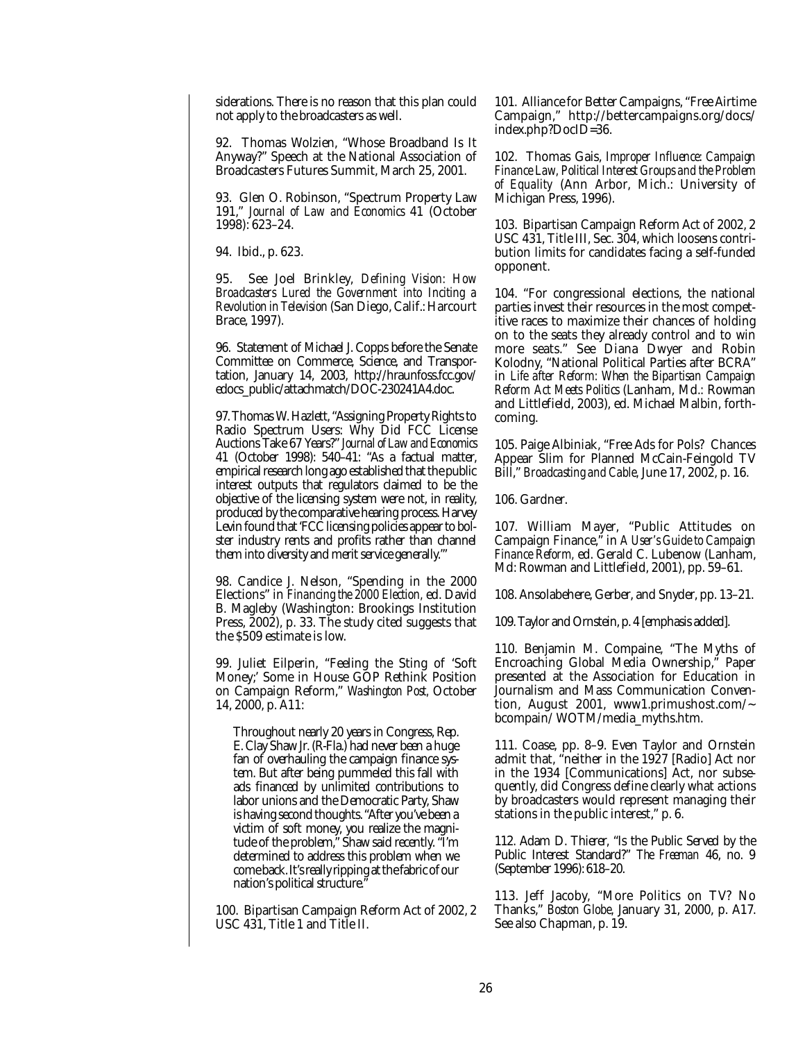siderations. There is no reason that this plan could not apply to the broadcasters as well.

92. Thomas Wolzien, "Whose Broadband Is It Anyway?" Speech at the National Association of Broadcasters Futures Summit, March 25, 2001.

93. Glen O. Robinson, "Spectrum Property Law 191," *Journal of Law and Economics* 41 (October 1998): 623–24.

94. Ibid., p. 623.

95. See Joel Brinkley, *Defining Vision: How Broadcasters Lured the Government into Inciting a Revolution in Television* (San Diego, Calif.: Harcourt Brace, 1997).

96. Statement of Michael J. Copps before the Senate Committee on Commerce, Science, and Transportation, January 14, 2003, http://hraunfoss.fcc.gov/edocs_public/attachmatch/DOC-230241A4.doc.

97. Thomas W. Hazlett, "Assigning Property Rights to Radio Spectrum Users: Why Did FCC License Auctions Take 67 Years?" *Journal of Law and Economics* 41 (October 1998): 540–41: "As a factual matter, empirical research long ago established that the public interest outputs that regulators claimed to be the objective of the licensing system were not, in reality, produced by the comparative hearing process. Harvey Levin found that 'FCC licensing policies appear to bolster industry rents and profits rather than channel them into diversity and merit service generally.'"

98. Candice J. Nelson, "Spending in the 2000 Elections" in *Financing the 2000 Election*, ed. David B. Magleby (Washington: Brookings Institution Press, 2002), p. 33. The study cited suggests that the $509 estimate is low.

99. Juliet Eilperin, "Feeling the Sting of 'Soft Money;' Some in House GOP Rethink Position on Campaign Reform," *Washington Post*, October 14, 2000, p. A11:

> Throughout nearly 20 years in Congress, Rep. E. Clay Shaw Jr. (R-Fla.) had never been a huge fan of overhauling the campaign finance system. But after being pummeled this fall with ads financed by unlimited contributions to labor unions and the Democratic Party, Shaw is having second thoughts. "After you've been a victim of soft money, you realize the magnitude of the problem," Shaw said recently. "I'm determined to address this problem when we come back. It's really ripping at the fabric of our nation's political structure."

100. Bipartisan Campaign Reform Act of 2002, 2 USC 431, Title 1 and Title II.

101. Alliance for Better Campaigns, "Free Airtime Campaign," http://bettercampaigns.org/docs/index.php?DocID=36.

102. Thomas Gais, *Improper Influence: Campaign Finance Law, Political Interest Groups and the Problem of Equality* (Ann Arbor, Mich.: University of Michigan Press, 1996).

103. Bipartisan Campaign Reform Act of 2002, 2 USC 431, Title III, Sec. 304, which loosens contribution limits for candidates facing a self-funded opponent.

104. "For congressional elections, the national parties invest their resources in the most competitive races to maximize their chances of holding on to the seats they already control and to win more seats." See Diana Dwyer and Robin Kolodny, "National Political Parties after BCRA" in *Life after Reform: When the Bipartisan Campaign Reform Act Meets Politics* (Lanham, Md.: Rowman and Littlefield, 2003), ed. Michael Malbin, forthcoming.

105. Paige Albiniak, "Free Ads for Pols? Chances Appear Slim for Planned McCain-Feingold TV Bill," *Broadcasting and Cable*, June 17, 2002, p. 16.

106. Gardner.

107. William Mayer, "Public Attitudes on Campaign Finance," in *A User's Guide to Campaign Finance Reform*, ed. Gerald C. Lubenow (Lanham, Md: Rowman and Littlefield, 2001), pp. 59–61.

108. Ansolabehere, Gerber, and Snyder, pp. 13–21.

109. Taylor and Ornstein, p. 4 [emphasis added].

110. Benjamin M. Compaine, "The Myths of Encroaching Global Media Ownership," Paper presented at the Association for Education in Journalism and Mass Communication Convention, August 2001, www1.primushost.com/~bcompain/ WOTM/media_myths.htm.

111. Coase, pp. 8–9. Even Taylor and Ornstein admit that, "neither in the 1927 [Radio] Act nor in the 1934 [Communications] Act, nor subsequently, did Congress define clearly what actions by broadcasters would represent managing their stations in the public interest," p. 6.

112. Adam D. Thierer, "Is the Public Served by the Public Interest Standard?" *The Freeman* 46, no. 9 (September 1996): 618–20.

113. Jeff Jacoby, "More Politics on TV? No Thanks," *Boston Globe*, January 31, 2000, p. A17. See also Chapman, p. 19.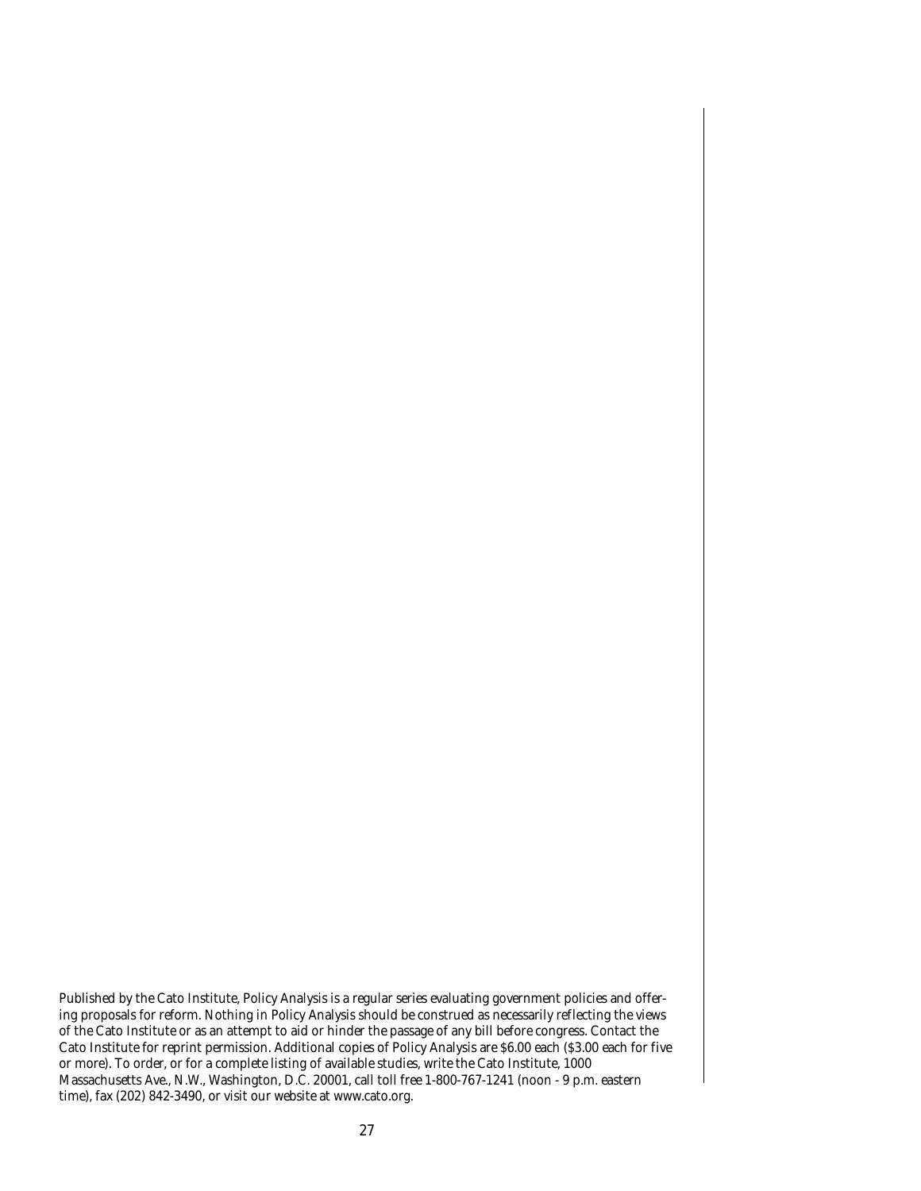Published by the Cato Institute, Policy Analysis is a regular series evaluating government policies and offering proposals for reform. Nothing in Policy Analysis should be construed as necessarily reflecting the views of the Cato Institute or as an attempt to aid or hinder the passage of any bill before congress. Contact the Cato Institute for reprint permission. Additional copies of Policy Analysis are $6.00 each ($3.00 each for five or more). To order, or for a complete listing of available studies, write the Cato Institute, 1000 Massachusetts Ave., N.W., Washington, D.C. 20001, call toll free 1-800-767-1241 (noon - 9 p.m. eastern time), fax (202) 842-3490, or visit our website at www.cato.org.